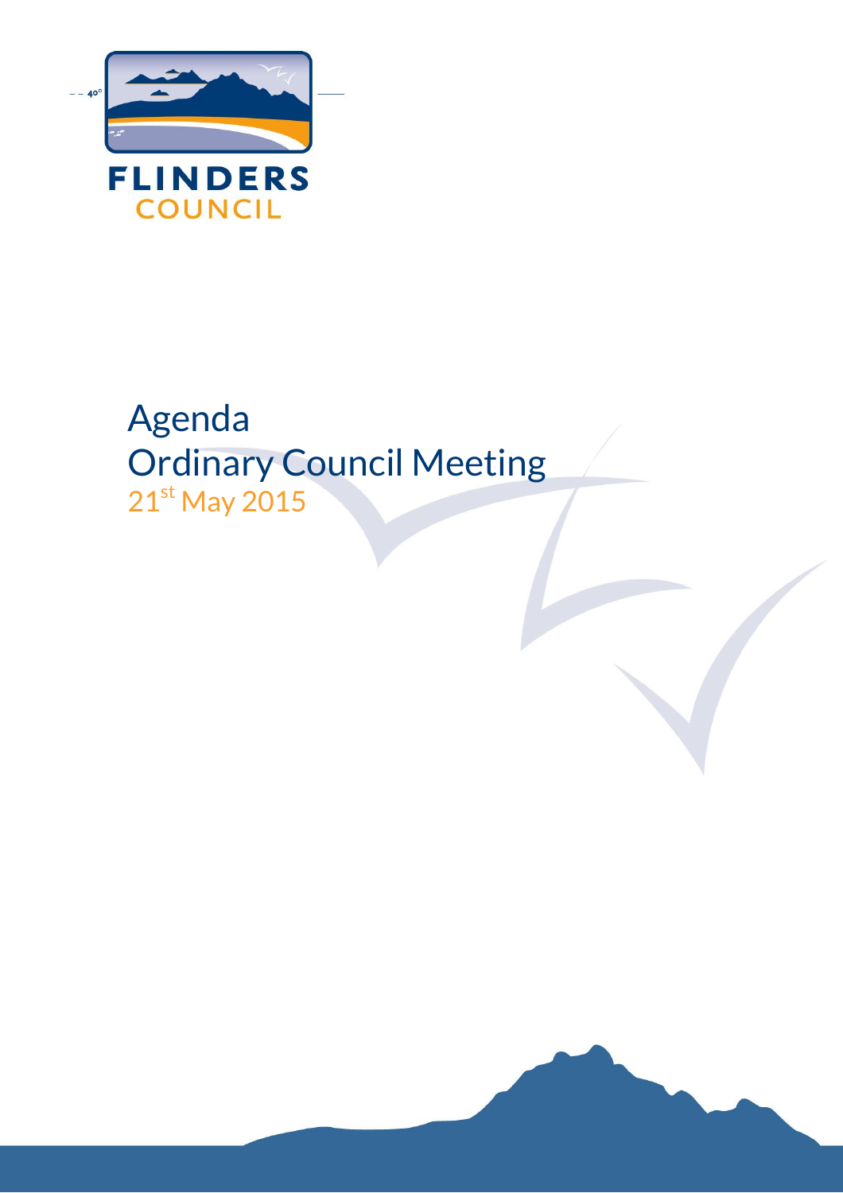FLINDERS COUNCIL

# Agenda
# Ordinary Council Meeting

21st May 2015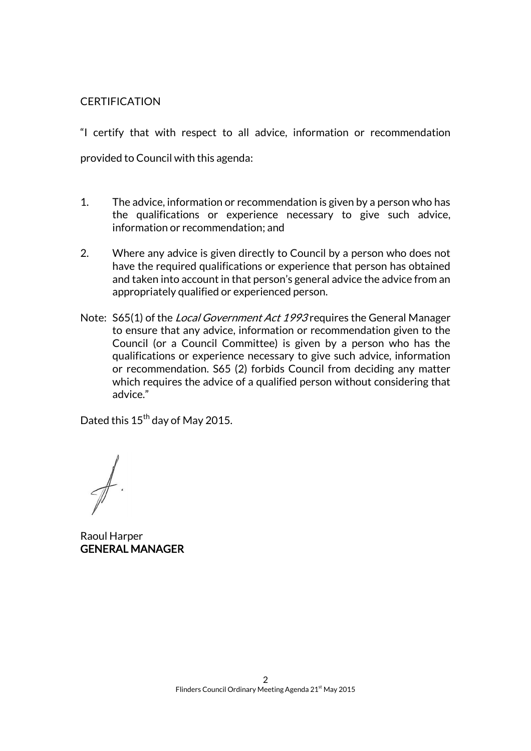CERTIFICATION

"I certify that with respect to all advice, information or recommendation provided to Council with this agenda:

1. The advice, information or recommendation is given by a person who has the qualifications or experience necessary to give such advice, information or recommendation; and

2. Where any advice is given directly to Council by a person who does not have the required qualifications or experience that person has obtained and taken into account in that person's general advice the advice from an appropriately qualified or experienced person.

Note: S65(1) of the *Local Government Act 1993* requires the General Manager to ensure that any advice, information or recommendation given to the Council (or a Council Committee) is given by a person who has the qualifications or experience necessary to give such advice, information or recommendation. S65 (2) forbids Council from deciding any matter which requires the advice of a qualified person without considering that advice."

Dated this 15th day of May 2015.

Raoul Harper
**GENERAL MANAGER**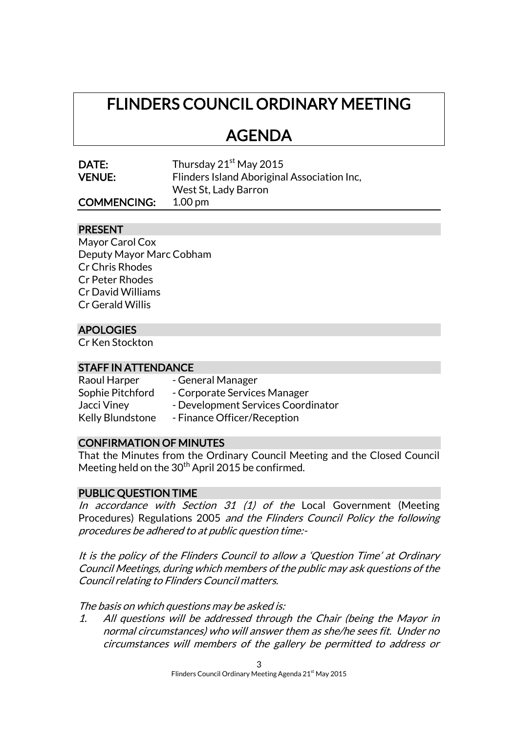# FLINDERS COUNCIL ORDINARY MEETING

# AGENDA

**DATE:** Thursday 21st May 2015
**VENUE:** Flinders Island Aboriginal Association Inc, West St, Lady Barron
**COMMENCING:** 1.00 pm

## PRESENT

Mayor Carol Cox
Deputy Mayor Marc Cobham
Cr Chris Rhodes
Cr Peter Rhodes
Cr David Williams
Cr Gerald Willis

## APOLOGIES

Cr Ken Stockton

## STAFF IN ATTENDANCE

Raoul Harper - General Manager
Sophie Pitchford - Corporate Services Manager
Jacci Viney - Development Services Coordinator
Kelly Blundstone - Finance Officer/Reception

## CONFIRMATION OF MINUTES

That the Minutes from the Ordinary Council Meeting and the Closed Council Meeting held on the 30th April 2015 be confirmed.

## PUBLIC QUESTION TIME

*In accordance with Section 31 (1) of the* Local Government (Meeting Procedures) Regulations 2005 *and the Flinders Council Policy the following procedures be adhered to at public question time:-*

*It is the policy of the Flinders Council to allow a 'Question Time' at Ordinary Council Meetings, during which members of the public may ask questions of the Council relating to Flinders Council matters.*

*The basis on which questions may be asked is:*

1. *All questions will be addressed through the Chair (being the Mayor in normal circumstances) who will answer them as she/he sees fit. Under no circumstances will members of the gallery be permitted to address or*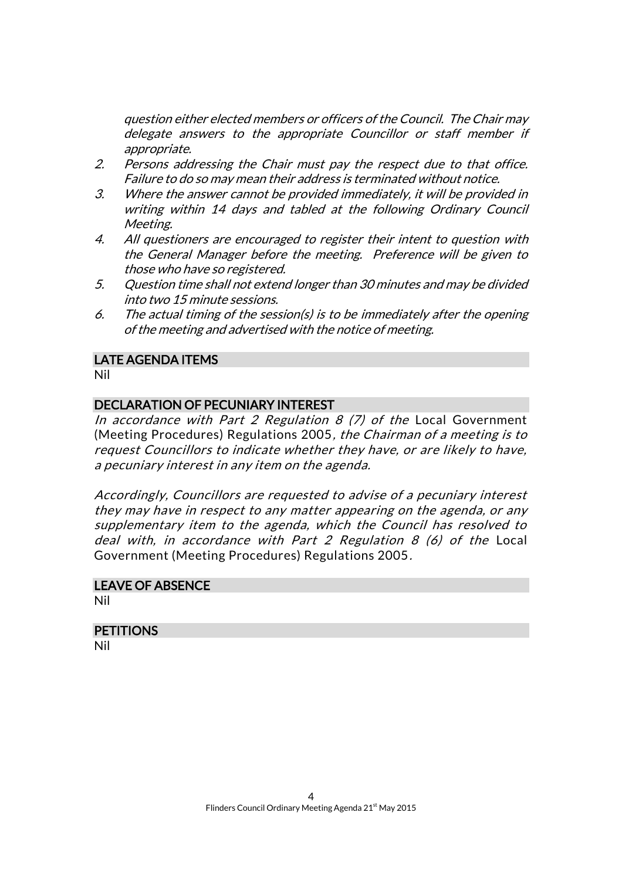*question either elected members or officers of the Council. The Chair may delegate answers to the appropriate Councillor or staff member if appropriate.*

2. *Persons addressing the Chair must pay the respect due to that office. Failure to do so may mean their address is terminated without notice.*
3. *Where the answer cannot be provided immediately, it will be provided in writing within 14 days and tabled at the following Ordinary Council Meeting.*
4. *All questioners are encouraged to register their intent to question with the General Manager before the meeting. Preference will be given to those who have so registered.*
5. *Question time shall not extend longer than 30 minutes and may be divided into two 15 minute sessions.*
6. *The actual timing of the session(s) is to be immediately after the opening of the meeting and advertised with the notice of meeting.*

## LATE AGENDA ITEMS

Nil

## DECLARATION OF PECUNIARY INTEREST

*In accordance with Part 2 Regulation 8 (7) of the* Local Government (Meeting Procedures) Regulations 2005*, the Chairman of a meeting is to request Councillors to indicate whether they have, or are likely to have, a pecuniary interest in any item on the agenda.*

*Accordingly, Councillors are requested to advise of a pecuniary interest they may have in respect to any matter appearing on the agenda, or any supplementary item to the agenda, which the Council has resolved to deal with, in accordance with Part 2 Regulation 8 (6) of the* Local Government (Meeting Procedures) Regulations 2005*.*

## LEAVE OF ABSENCE

Nil

## PETITIONS

Nil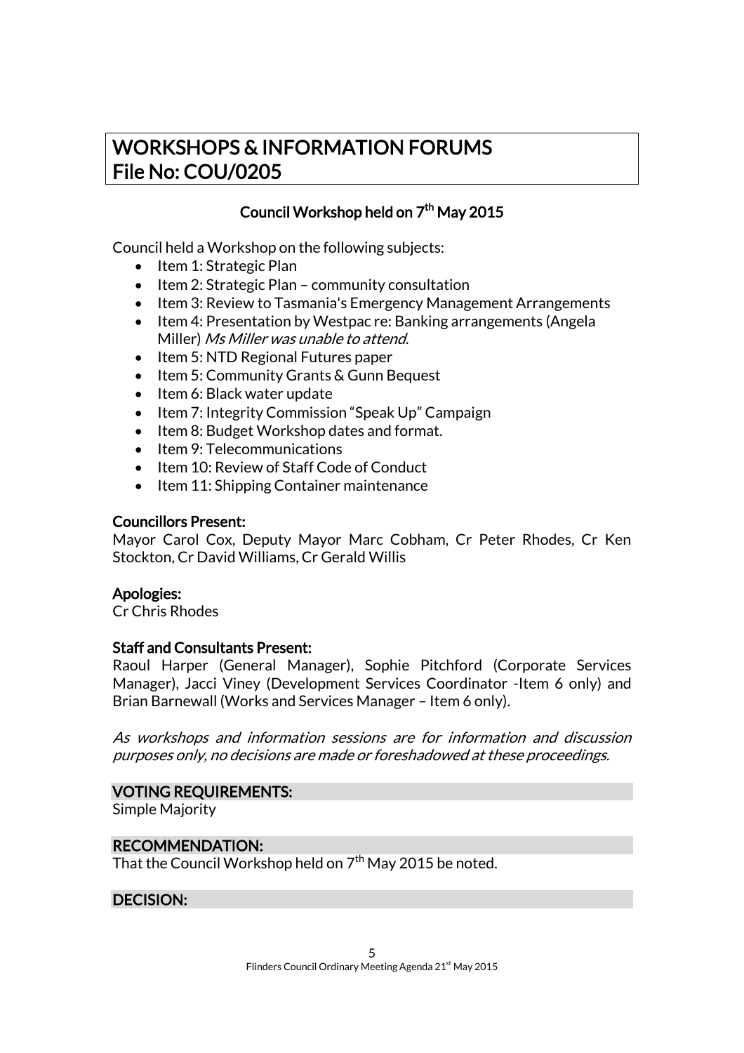# WORKSHOPS & INFORMATION FORUMS
# File No: COU/0205

## Council Workshop held on 7th May 2015

Council held a Workshop on the following subjects:

- Item 1: Strategic Plan
- Item 2: Strategic Plan – community consultation
- Item 3: Review to Tasmania's Emergency Management Arrangements
- Item 4: Presentation by Westpac re: Banking arrangements (Angela Miller) *Ms Miller was unable to attend.*
- Item 5: NTD Regional Futures paper
- Item 5: Community Grants & Gunn Bequest
- Item 6: Black water update
- Item 7: Integrity Commission "Speak Up" Campaign
- Item 8: Budget Workshop dates and format.
- Item 9: Telecommunications
- Item 10: Review of Staff Code of Conduct
- Item 11: Shipping Container maintenance

**Councillors Present:**
Mayor Carol Cox, Deputy Mayor Marc Cobham, Cr Peter Rhodes, Cr Ken Stockton, Cr David Williams, Cr Gerald Willis

**Apologies:**
Cr Chris Rhodes

**Staff and Consultants Present:**
Raoul Harper (General Manager), Sophie Pitchford (Corporate Services Manager), Jacci Viney (Development Services Coordinator -Item 6 only) and Brian Barnewall (Works and Services Manager – Item 6 only).

*As workshops and information sessions are for information and discussion purposes only, no decisions are made or foreshadowed at these proceedings.*

**VOTING REQUIREMENTS:**
Simple Majority

**RECOMMENDATION:**
That the Council Workshop held on 7th May 2015 be noted.

**DECISION:**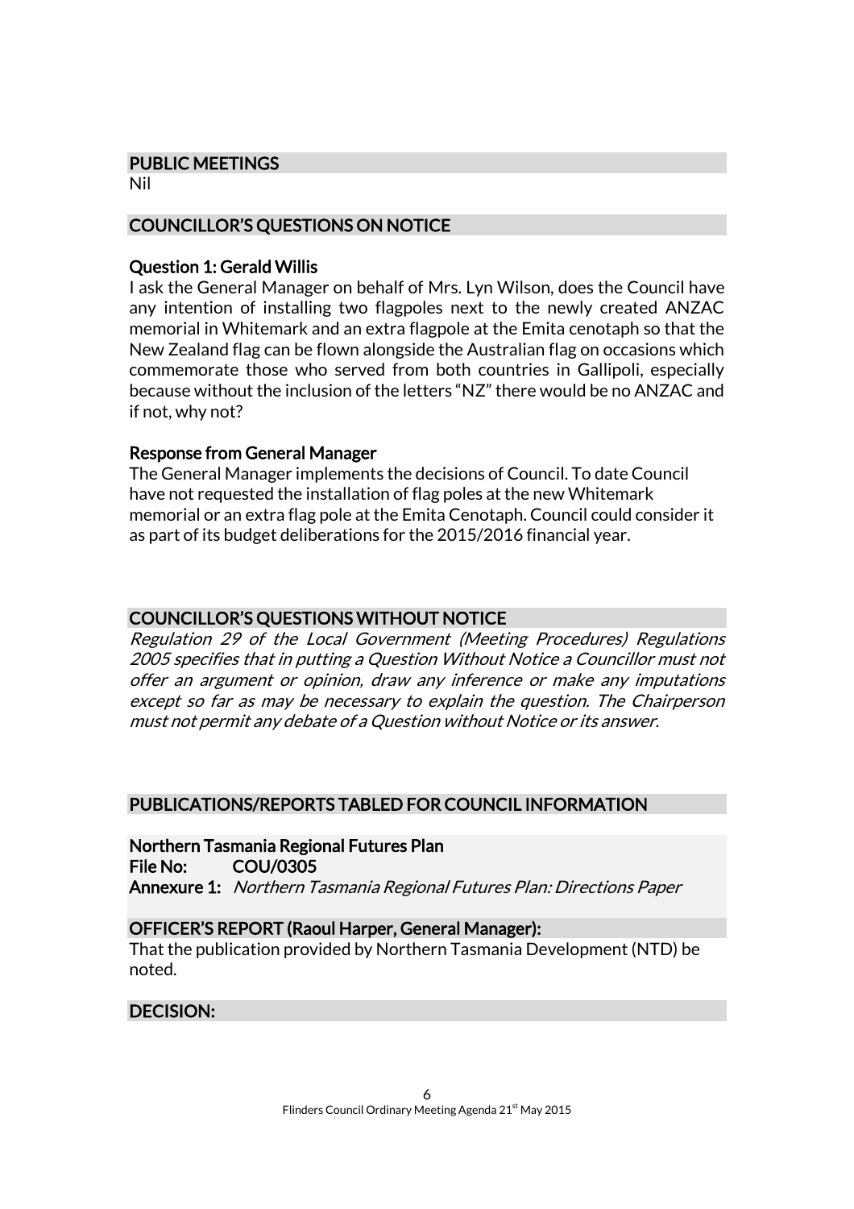## PUBLIC MEETINGS

Nil

## COUNCILLOR'S QUESTIONS ON NOTICE

### Question 1: Gerald Willis

I ask the General Manager on behalf of Mrs. Lyn Wilson, does the Council have any intention of installing two flagpoles next to the newly created ANZAC memorial in Whitemark and an extra flagpole at the Emita cenotaph so that the New Zealand flag can be flown alongside the Australian flag on occasions which commemorate those who served from both countries in Gallipoli, especially because without the inclusion of the letters "NZ" there would be no ANZAC and if not, why not?

### Response from General Manager

The General Manager implements the decisions of Council. To date Council have not requested the installation of flag poles at the new Whitemark memorial or an extra flag pole at the Emita Cenotaph. Council could consider it as part of its budget deliberations for the 2015/2016 financial year.

## COUNCILLOR'S QUESTIONS WITHOUT NOTICE

*Regulation 29 of the Local Government (Meeting Procedures) Regulations 2005 specifies that in putting a Question Without Notice a Councillor must not offer an argument or opinion, draw any inference or make any imputations except so far as may be necessary to explain the question. The Chairperson must not permit any debate of a Question without Notice or its answer.*

## PUBLICATIONS/REPORTS TABLED FOR COUNCIL INFORMATION

### Northern Tasmania Regional Futures Plan

**File No:** COU/0305

**Annexure 1:** *Northern Tasmania Regional Futures Plan: Directions Paper*

### OFFICER'S REPORT (Raoul Harper, General Manager):

That the publication provided by Northern Tasmania Development (NTD) be noted.

### DECISION: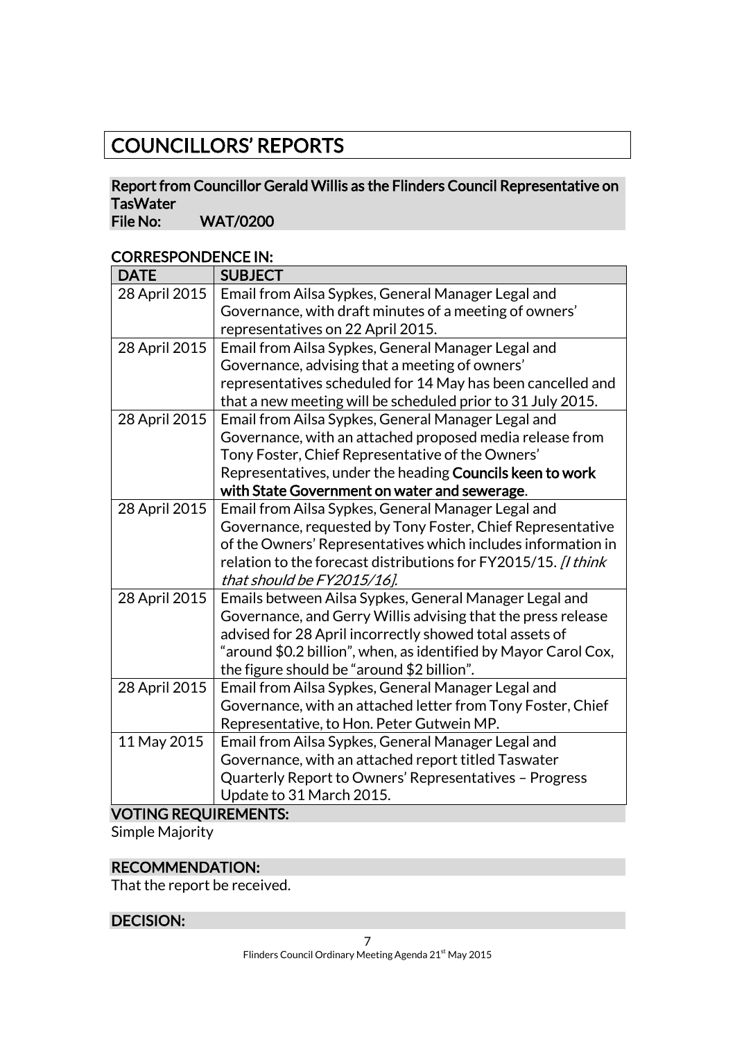# COUNCILLORS' REPORTS

## Report from Councillor Gerald Willis as the Flinders Council Representative on TasWater
**File No: WAT/0200**

### CORRESPONDENCE IN:

| DATE | SUBJECT |
| --- | --- |
| 28 April 2015 | Email from Ailsa Sypkes, General Manager Legal and Governance, with draft minutes of a meeting of owners' representatives on 22 April 2015. |
| 28 April 2015 | Email from Ailsa Sypkes, General Manager Legal and Governance, advising that a meeting of owners' representatives scheduled for 14 May has been cancelled and that a new meeting will be scheduled prior to 31 July 2015. |
| 28 April 2015 | Email from Ailsa Sypkes, General Manager Legal and Governance, with an attached proposed media release from Tony Foster, Chief Representative of the Owners' Representatives, under the heading **Councils keen to work with State Government on water and sewerage**. |
| 28 April 2015 | Email from Ailsa Sypkes, General Manager Legal and Governance, requested by Tony Foster, Chief Representative of the Owners' Representatives which includes information in relation to the forecast distributions for FY2015/15. *[I think that should be FY2015/16]*. |
| 28 April 2015 | Emails between Ailsa Sypkes, General Manager Legal and Governance, and Gerry Willis advising that the press release advised for 28 April incorrectly showed total assets of "around $0.2 billion", when, as identified by Mayor Carol Cox, the figure should be "around $2 billion". |
| 28 April 2015 | Email from Ailsa Sypkes, General Manager Legal and Governance, with an attached letter from Tony Foster, Chief Representative, to Hon. Peter Gutwein MP. |
| 11 May 2015 | Email from Ailsa Sypkes, General Manager Legal and Governance, with an attached report titled Taswater Quarterly Report to Owners' Representatives – Progress Update to 31 March 2015. |

### VOTING REQUIREMENTS:
Simple Majority

### RECOMMENDATION:
That the report be received.

### DECISION: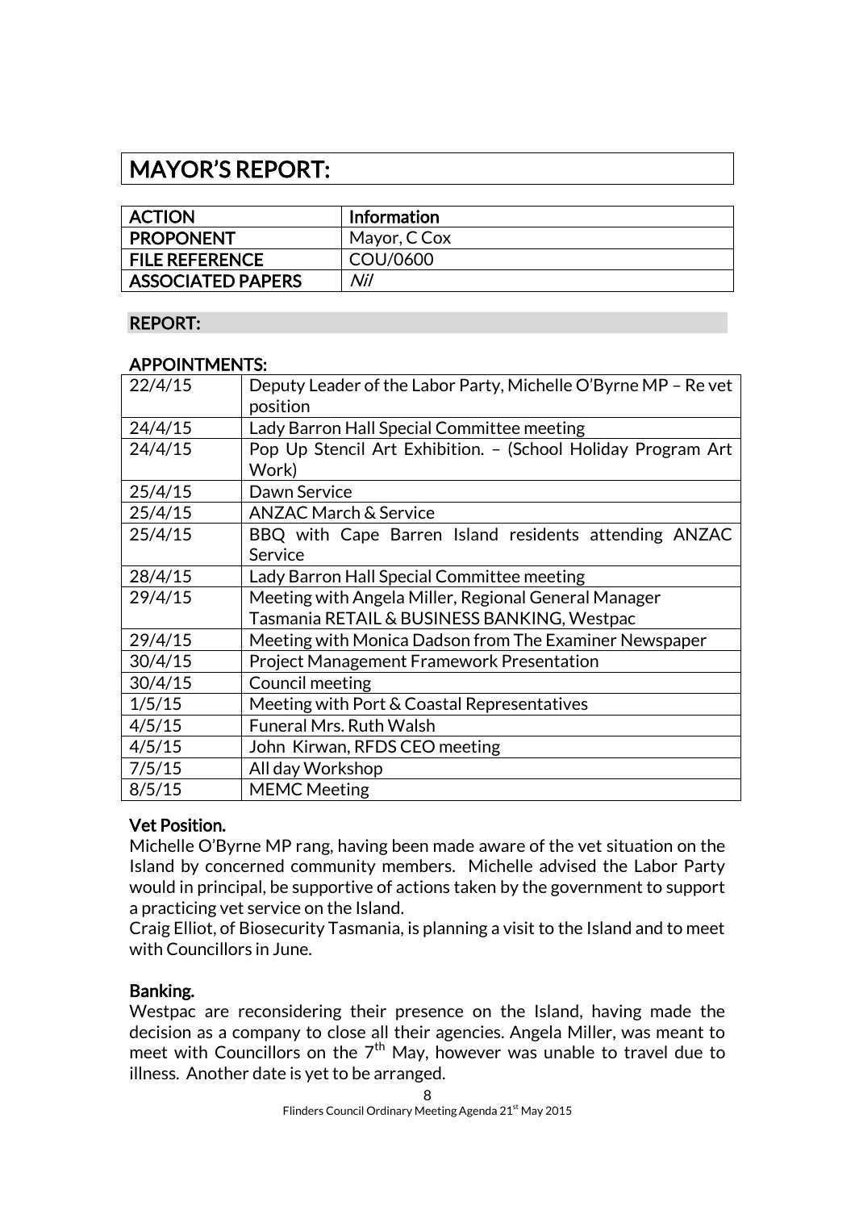# MAYOR'S REPORT:

| ACTION | Information |
|---|---|
| PROPONENT | Mayor, C Cox |
| FILE REFERENCE | COU/0600 |
| ASSOCIATED PAPERS | *Nil* |

## REPORT:

### APPOINTMENTS:

| | |
|---|---|
| 22/4/15 | Deputy Leader of the Labor Party, Michelle O'Byrne MP – Re vet position |
| 24/4/15 | Lady Barron Hall Special Committee meeting |
| 24/4/15 | Pop Up Stencil Art Exhibition. – (School Holiday Program Art Work) |
| 25/4/15 | Dawn Service |
| 25/4/15 | ANZAC March & Service |
| 25/4/15 | BBQ with Cape Barren Island residents attending ANZAC Service |
| 28/4/15 | Lady Barron Hall Special Committee meeting |
| 29/4/15 | Meeting with Angela Miller, Regional General Manager Tasmania RETAIL & BUSINESS BANKING, Westpac |
| 29/4/15 | Meeting with Monica Dadson from The Examiner Newspaper |
| 30/4/15 | Project Management Framework Presentation |
| 30/4/15 | Council meeting |
| 1/5/15 | Meeting with Port & Coastal Representatives |
| 4/5/15 | Funeral Mrs. Ruth Walsh |
| 4/5/15 | John Kirwan, RFDS CEO meeting |
| 7/5/15 | All day Workshop |
| 8/5/15 | MEMC Meeting |

### Vet Position.

Michelle O'Byrne MP rang, having been made aware of the vet situation on the Island by concerned community members. Michelle advised the Labor Party would in principal, be supportive of actions taken by the government to support a practicing vet service on the Island.

Craig Elliot, of Biosecurity Tasmania, is planning a visit to the Island and to meet with Councillors in June.

### Banking.

Westpac are reconsidering their presence on the Island, having made the decision as a company to close all their agencies. Angela Miller, was meant to meet with Councillors on the 7th May, however was unable to travel due to illness. Another date is yet to be arranged.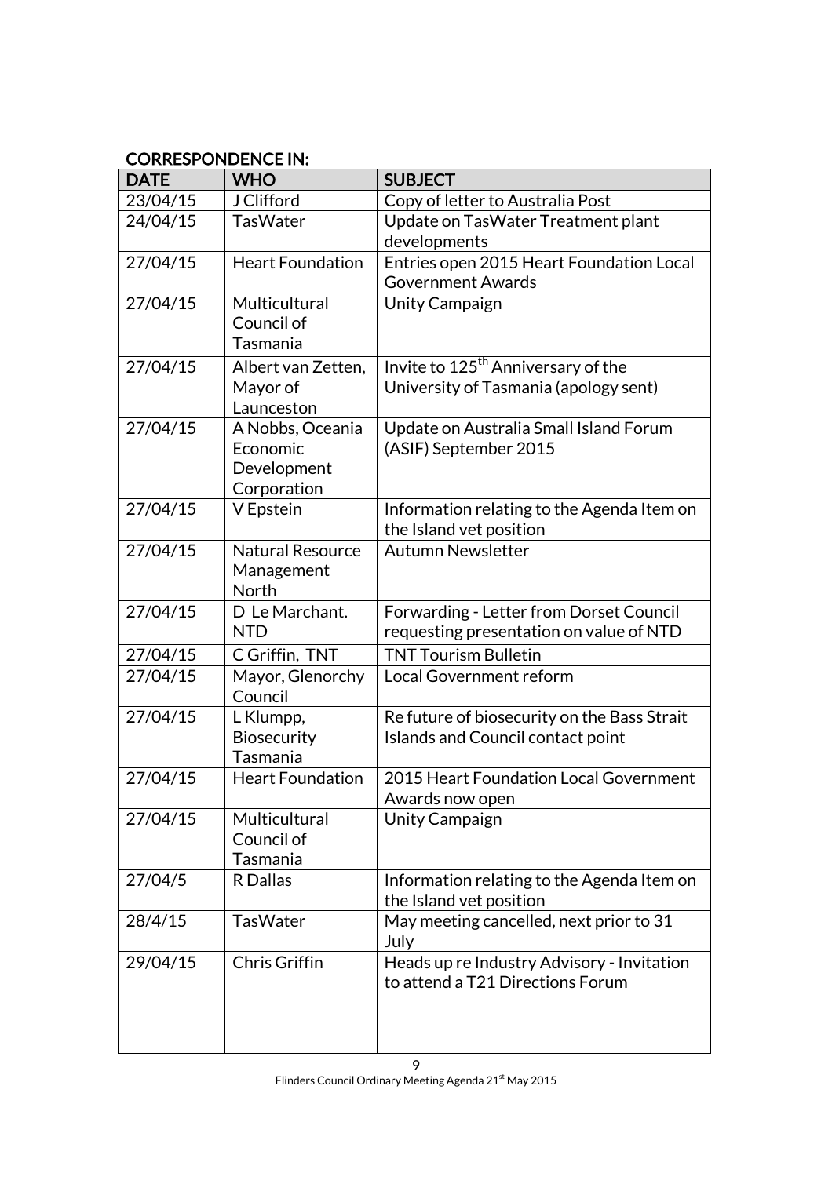## CORRESPONDENCE IN:

| DATE | WHO | SUBJECT |
|---|---|---|
| 23/04/15 | J Clifford | Copy of letter to Australia Post |
| 24/04/15 | TasWater | Update on TasWater Treatment plant developments |
| 27/04/15 | Heart Foundation | Entries open 2015 Heart Foundation Local Government Awards |
| 27/04/15 | Multicultural Council of Tasmania | Unity Campaign |
| 27/04/15 | Albert van Zetten, Mayor of Launceston | Invite to 125th Anniversary of the University of Tasmania (apology sent) |
| 27/04/15 | A Nobbs, Oceania Economic Development Corporation | Update on Australia Small Island Forum (ASIF) September 2015 |
| 27/04/15 | V Epstein | Information relating to the Agenda Item on the Island vet position |
| 27/04/15 | Natural Resource Management North | Autumn Newsletter |
| 27/04/15 | D Le Marchant. NTD | Forwarding - Letter from Dorset Council requesting presentation on value of NTD |
| 27/04/15 | C Griffin, TNT | TNT Tourism Bulletin |
| 27/04/15 | Mayor, Glenorchy Council | Local Government reform |
| 27/04/15 | L Klumpp, Biosecurity Tasmania | Re future of biosecurity on the Bass Strait Islands and Council contact point |
| 27/04/15 | Heart Foundation | 2015 Heart Foundation Local Government Awards now open |
| 27/04/15 | Multicultural Council of Tasmania | Unity Campaign |
| 27/04/5 | R Dallas | Information relating to the Agenda Item on the Island vet position |
| 28/4/15 | TasWater | May meeting cancelled, next prior to 31 July |
| 29/04/15 | Chris Griffin | Heads up re Industry Advisory - Invitation to attend a T21 Directions Forum |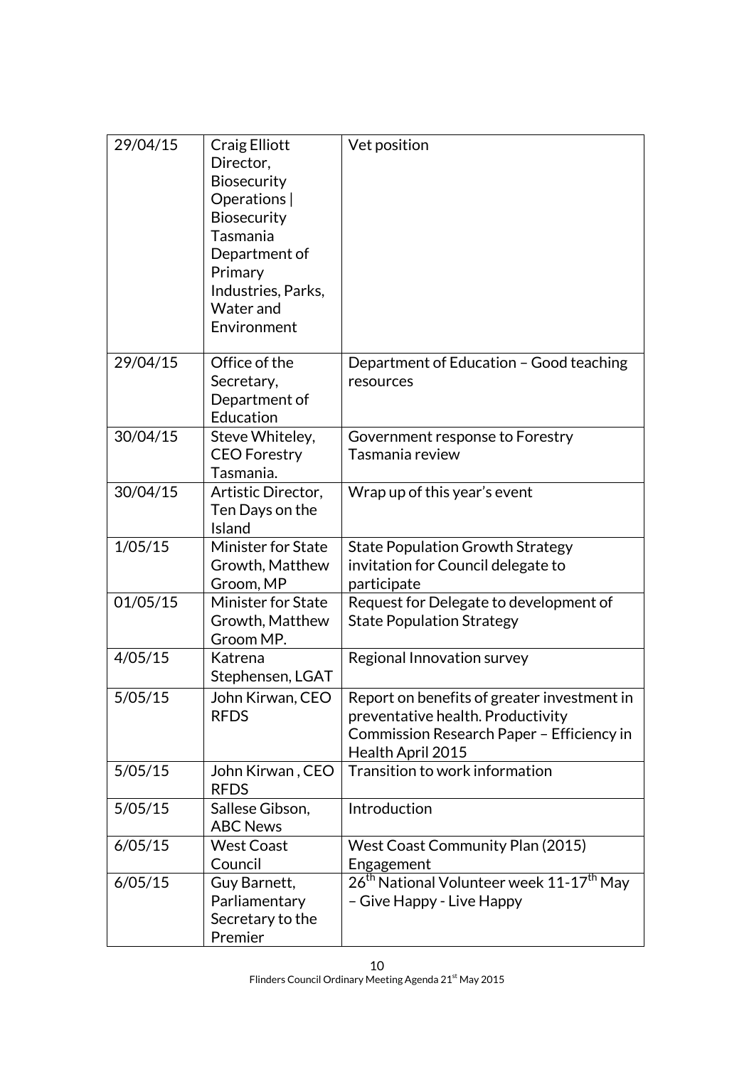| | | |
|---|---|---|
| 29/04/15 | Craig Elliott Director, Biosecurity Operations \| Biosecurity Tasmania Department of Primary Industries, Parks, Water and Environment | Vet position |
| 29/04/15 | Office of the Secretary, Department of Education | Department of Education – Good teaching resources |
| 30/04/15 | Steve Whiteley, CEO Forestry Tasmania. | Government response to Forestry Tasmania review |
| 30/04/15 | Artistic Director, Ten Days on the Island | Wrap up of this year's event |
| 1/05/15 | Minister for State Growth, Matthew Groom, MP | State Population Growth Strategy invitation for Council delegate to participate |
| 01/05/15 | Minister for State Growth, Matthew Groom MP. | Request for Delegate to development of State Population Strategy |
| 4/05/15 | Katrena Stephensen, LGAT | Regional Innovation survey |
| 5/05/15 | John Kirwan, CEO RFDS | Report on benefits of greater investment in preventative health. Productivity Commission Research Paper – Efficiency in Health April 2015 |
| 5/05/15 | John Kirwan , CEO RFDS | Transition to work information |
| 5/05/15 | Sallese Gibson, ABC News | Introduction |
| 6/05/15 | West Coast Council | West Coast Community Plan (2015) Engagement |
| 6/05/15 | Guy Barnett, Parliamentary Secretary to the Premier | 26th National Volunteer week 11-17th May – Give Happy - Live Happy |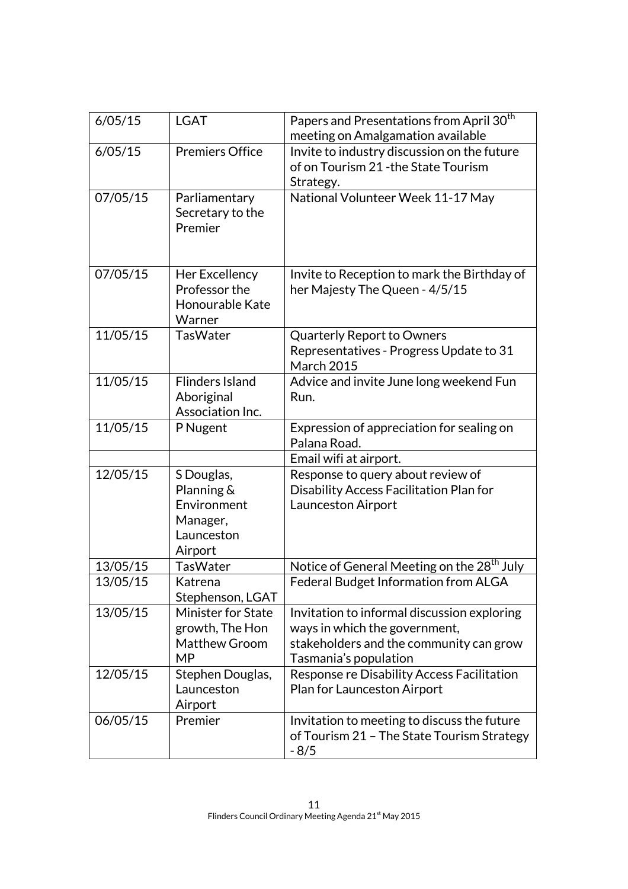| | | |
|---|---|---|
| 6/05/15 | LGAT | Papers and Presentations from April 30th meeting on Amalgamation available |
| 6/05/15 | Premiers Office | Invite to industry discussion on the future of on Tourism 21 -the State Tourism Strategy. |
| 07/05/15 | Parliamentary Secretary to the Premier | National Volunteer Week 11-17 May |
| 07/05/15 | Her Excellency Professor the Honourable Kate Warner | Invite to Reception to mark the Birthday of her Majesty The Queen - 4/5/15 |
| 11/05/15 | TasWater | Quarterly Report to Owners Representatives - Progress Update to 31 March 2015 |
| 11/05/15 | Flinders Island Aboriginal Association Inc. | Advice and invite June long weekend Fun Run. |
| 11/05/15 | P Nugent | Expression of appreciation for sealing on Palana Road. |
| | | Email wifi at airport. |
| 12/05/15 | S Douglas, Planning & Environment Manager, Launceston Airport | Response to query about review of Disability Access Facilitation Plan for Launceston Airport |
| 13/05/15 | TasWater | Notice of General Meeting on the 28th July |
| 13/05/15 | Katrena Stephenson, LGAT | Federal Budget Information from ALGA |
| 13/05/15 | Minister for State growth, The Hon Matthew Groom MP | Invitation to informal discussion exploring ways in which the government, stakeholders and the community can grow Tasmania's population |
| 12/05/15 | Stephen Douglas, Launceston Airport | Response re Disability Access Facilitation Plan for Launceston Airport |
| 06/05/15 | Premier | Invitation to meeting to discuss the future of Tourism 21 – The State Tourism Strategy - 8/5 |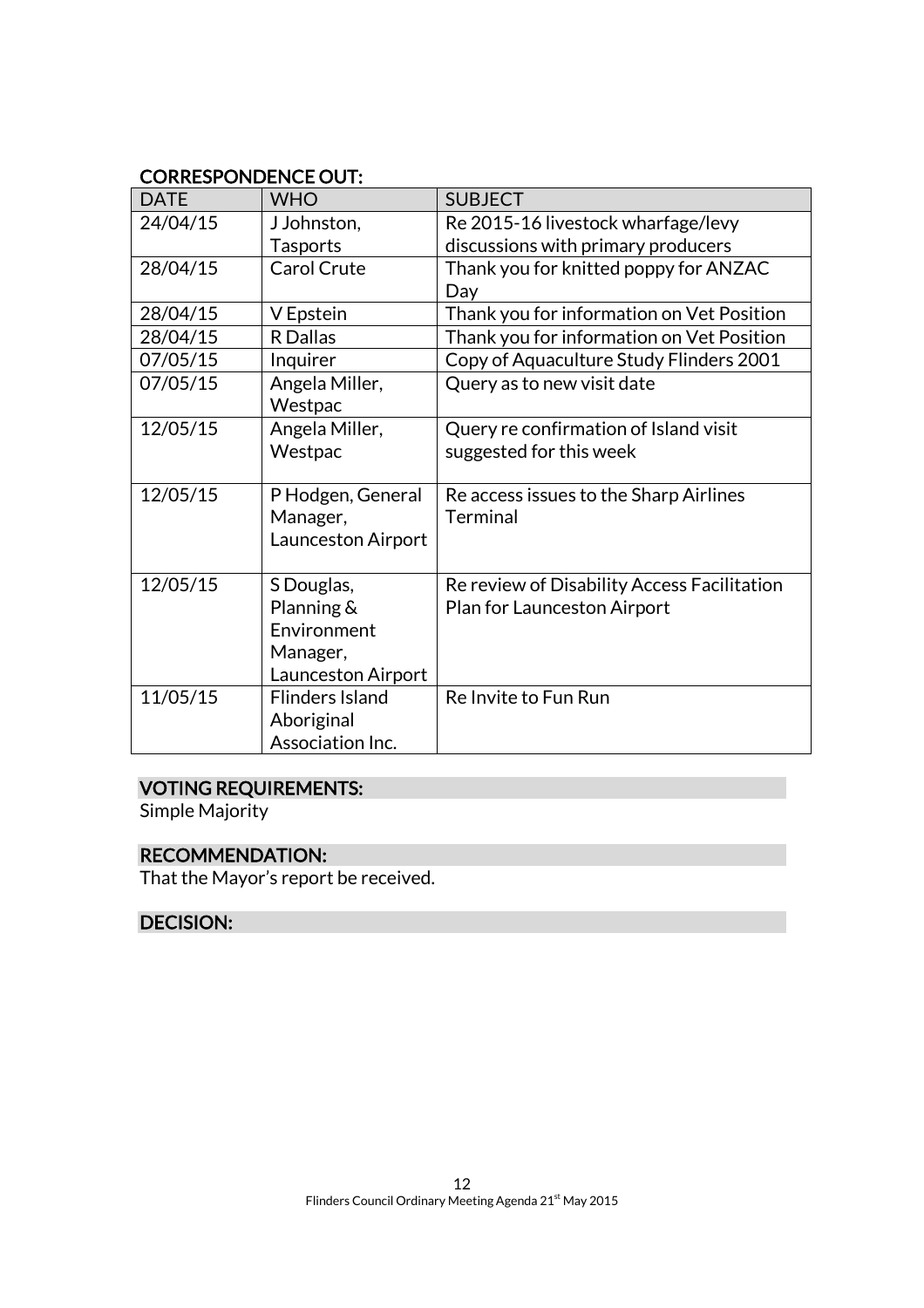## CORRESPONDENCE OUT:

| DATE | WHO | SUBJECT |
| --- | --- | --- |
| 24/04/15 | J Johnston, Tasports | Re 2015-16 livestock wharfage/levy discussions with primary producers |
| 28/04/15 | Carol Crute | Thank you for knitted poppy for ANZAC Day |
| 28/04/15 | V Epstein | Thank you for information on Vet Position |
| 28/04/15 | R Dallas | Thank you for information on Vet Position |
| 07/05/15 | Inquirer | Copy of Aquaculture Study Flinders 2001 |
| 07/05/15 | Angela Miller, Westpac | Query as to new visit date |
| 12/05/15 | Angela Miller, Westpac | Query re confirmation of Island visit suggested for this week |
| 12/05/15 | P Hodgen, General Manager, Launceston Airport | Re access issues to the Sharp Airlines Terminal |
| 12/05/15 | S Douglas, Planning & Environment Manager, Launceston Airport | Re review of Disability Access Facilitation Plan for Launceston Airport |
| 11/05/15 | Flinders Island Aboriginal Association Inc. | Re Invite to Fun Run |

## VOTING REQUIREMENTS:

Simple Majority

## RECOMMENDATION:

That the Mayor's report be received.

## DECISION: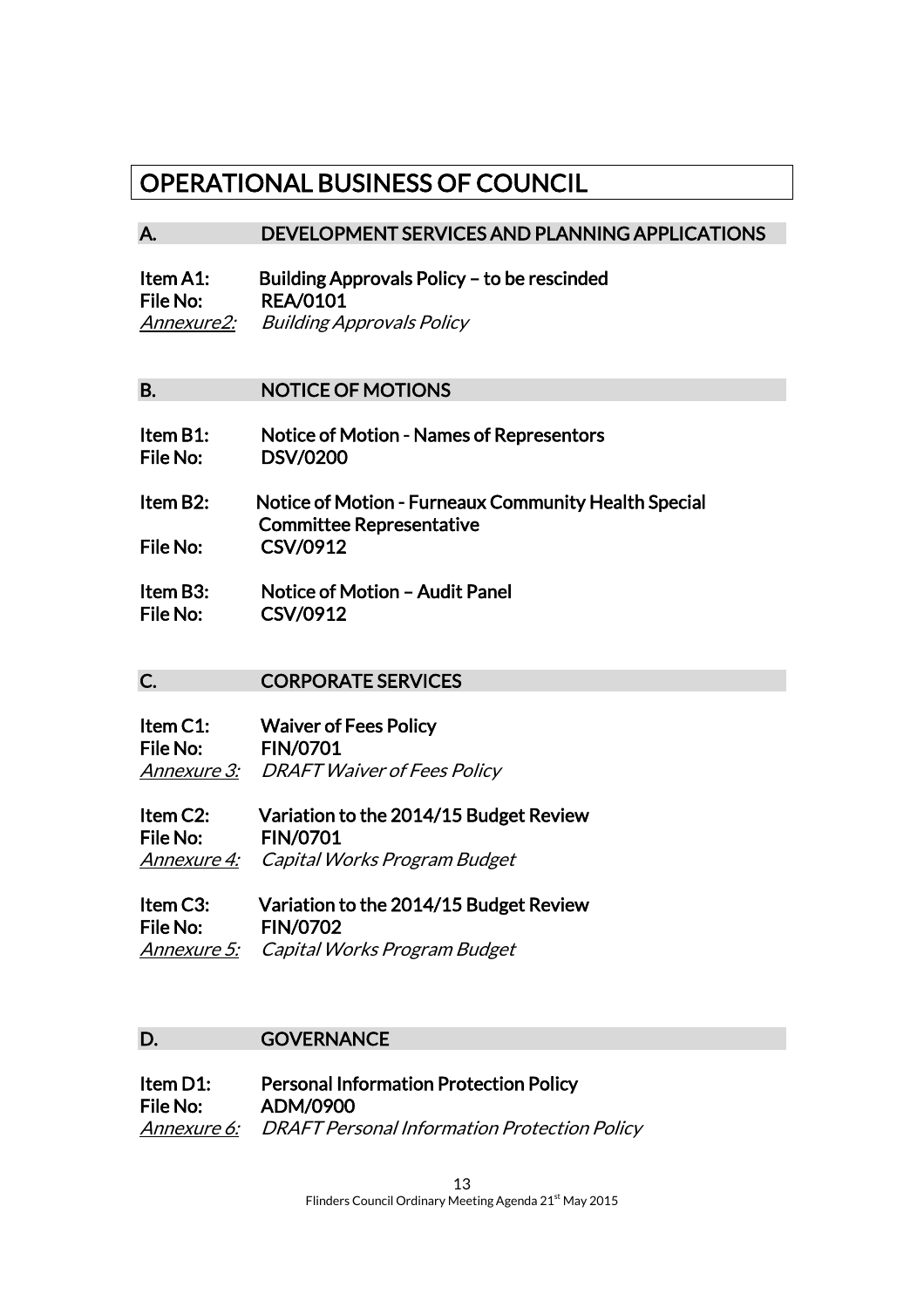# OPERATIONAL BUSINESS OF COUNCIL

## A. DEVELOPMENT SERVICES AND PLANNING APPLICATIONS

**Item A1:** **Building Approvals Policy – to be rescinded**
**File No:** **REA/0101**
*Annexure2:* *Building Approvals Policy*

## B. NOTICE OF MOTIONS

**Item B1:** **Notice of Motion - Names of Representors**
**File No:** **DSV/0200**

**Item B2:** **Notice of Motion - Furneaux Community Health Special Committee Representative**
**File No:** **CSV/0912**

**Item B3:** **Notice of Motion – Audit Panel**
**File No:** **CSV/0912**

## C. CORPORATE SERVICES

**Item C1:** **Waiver of Fees Policy**
**File No:** **FIN/0701**
*Annexure 3:* *DRAFT Waiver of Fees Policy*

**Item C2:** **Variation to the 2014/15 Budget Review**
**File No:** **FIN/0701**
*Annexure 4:* *Capital Works Program Budget*

**Item C3:** **Variation to the 2014/15 Budget Review**
**File No:** **FIN/0702**
*Annexure 5:* *Capital Works Program Budget*

## D. GOVERNANCE

**Item D1:** **Personal Information Protection Policy**
**File No:** **ADM/0900**
*Annexure 6:* *DRAFT Personal Information Protection Policy*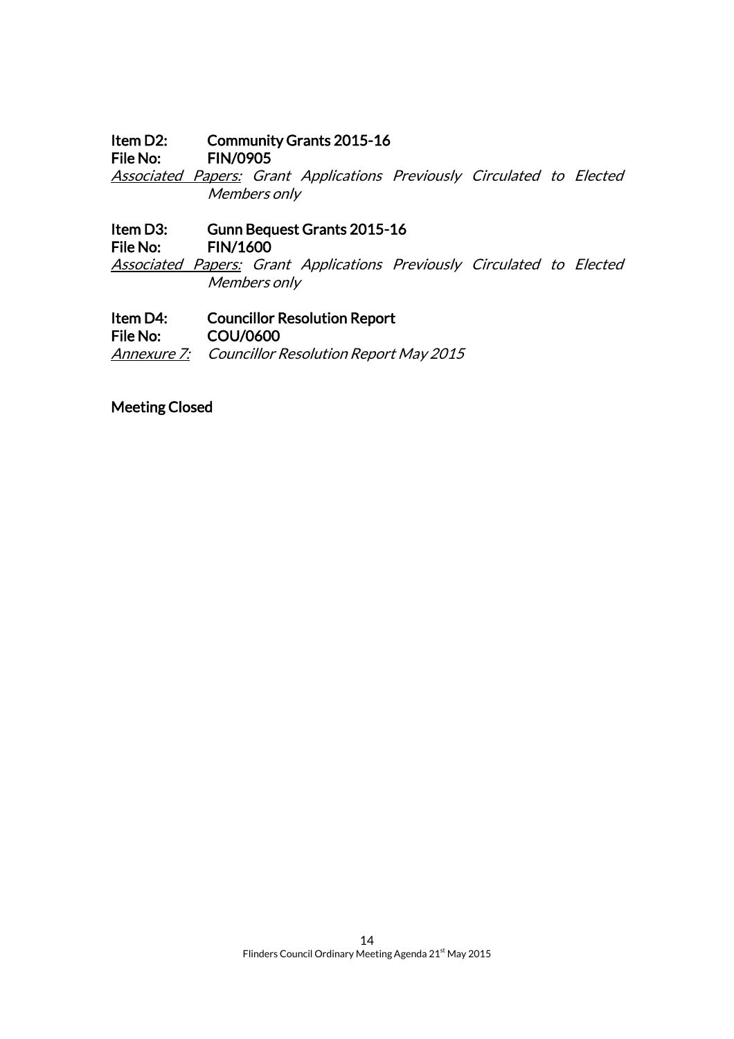**Item D2: Community Grants 2015-16**
**File No: FIN/0905**
*Associated Papers: Grant Applications Previously Circulated to Elected Members only*

**Item D3: Gunn Bequest Grants 2015-16**
**File No: FIN/1600**
*Associated Papers: Grant Applications Previously Circulated to Elected Members only*

**Item D4: Councillor Resolution Report**
**File No: COU/0600**
*Annexure 7: Councillor Resolution Report May 2015*

**Meeting Closed**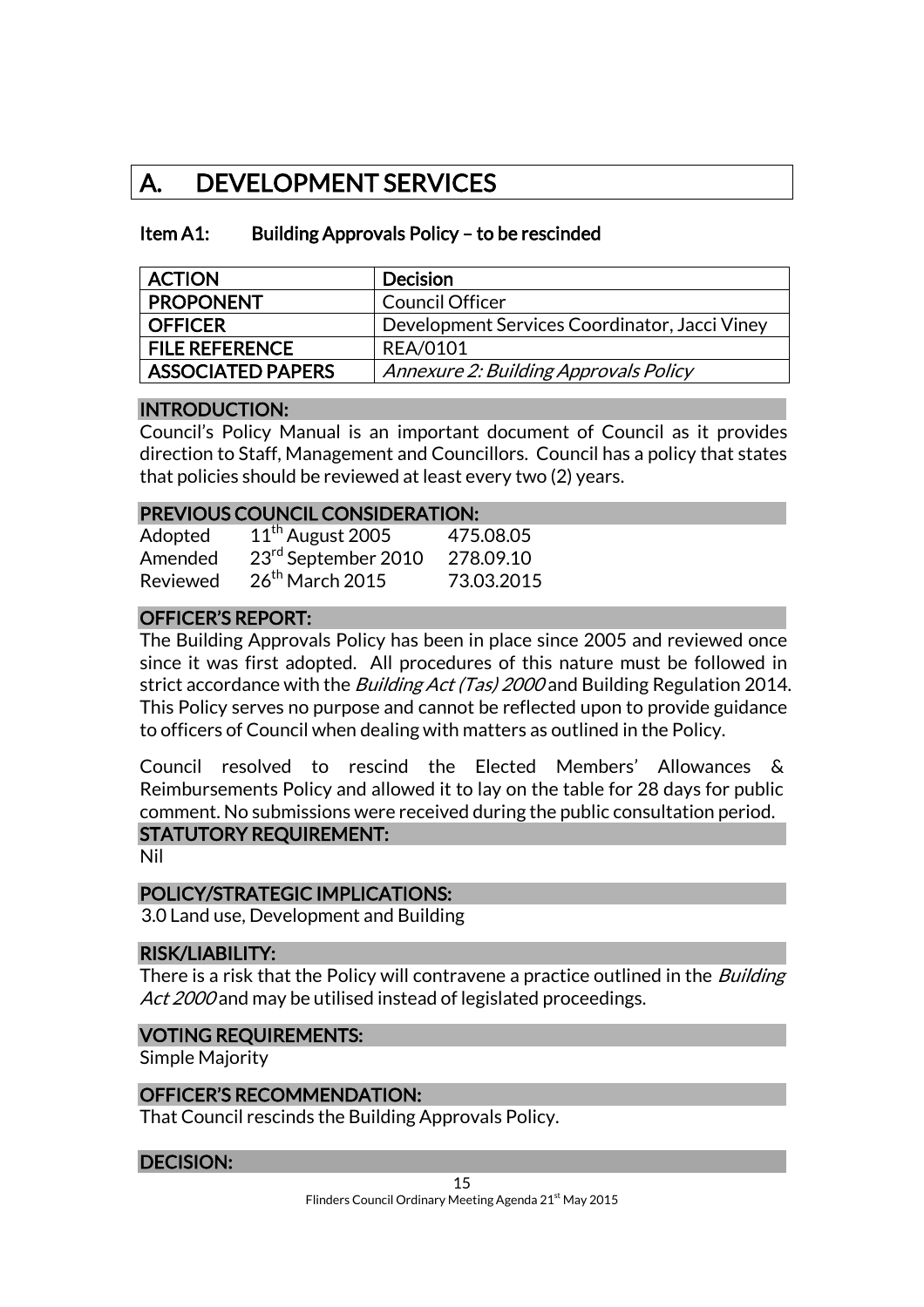# A. DEVELOPMENT SERVICES

## Item A1: Building Approvals Policy – to be rescinded

| ACTION | Decision |
|---|---|
| PROPONENT | Council Officer |
| OFFICER | Development Services Coordinator, Jacci Viney |
| FILE REFERENCE | REA/0101 |
| ASSOCIATED PAPERS | *Annexure 2: Building Approvals Policy* |

### INTRODUCTION:

Council's Policy Manual is an important document of Council as it provides direction to Staff, Management and Councillors. Council has a policy that states that policies should be reviewed at least every two (2) years.

### PREVIOUS COUNCIL CONSIDERATION:

| | | |
|---|---|---|
| Adopted | 11th August 2005 | 475.08.05 |
| Amended | 23rd September 2010 | 278.09.10 |
| Reviewed | 26th March 2015 | 73.03.2015 |

### OFFICER'S REPORT:

The Building Approvals Policy has been in place since 2005 and reviewed once since it was first adopted. All procedures of this nature must be followed in strict accordance with the *Building Act (Tas) 2000* and Building Regulation 2014. This Policy serves no purpose and cannot be reflected upon to provide guidance to officers of Council when dealing with matters as outlined in the Policy.

Council resolved to rescind the Elected Members' Allowances & Reimbursements Policy and allowed it to lay on the table for 28 days for public comment. No submissions were received during the public consultation period.

### STATUTORY REQUIREMENT:

Nil

### POLICY/STRATEGIC IMPLICATIONS:

3.0 Land use, Development and Building

### RISK/LIABILITY:

There is a risk that the Policy will contravene a practice outlined in the *Building Act 2000* and may be utilised instead of legislated proceedings.

### VOTING REQUIREMENTS:

Simple Majority

### OFFICER'S RECOMMENDATION:

That Council rescinds the Building Approvals Policy.

### DECISION: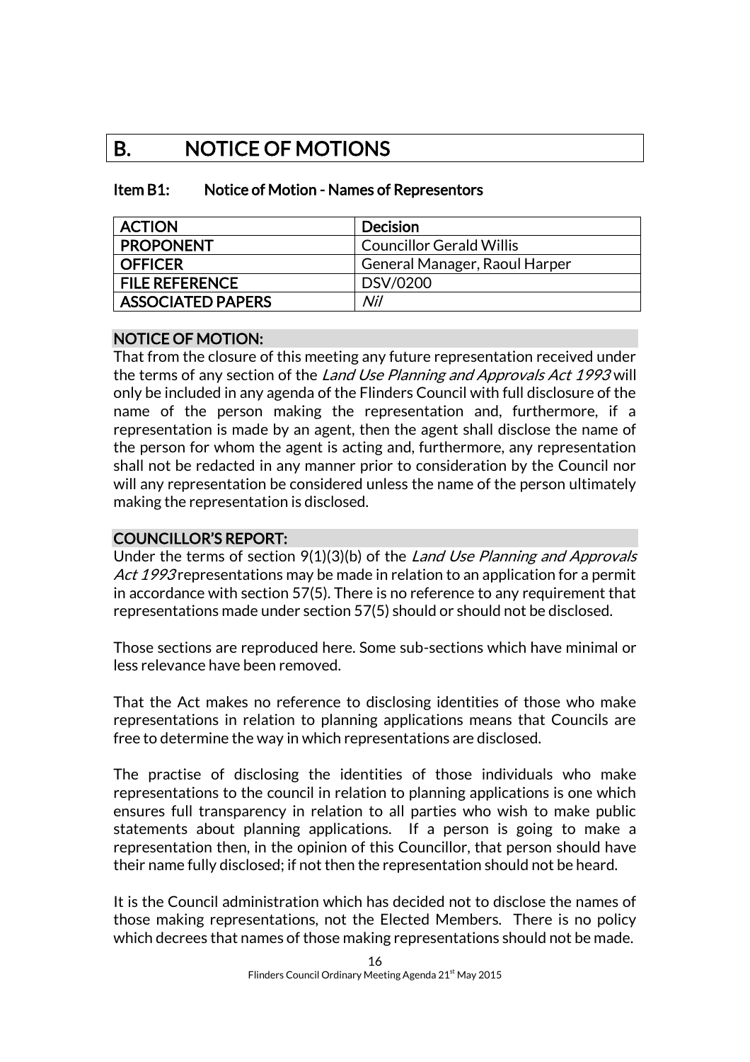# B. NOTICE OF MOTIONS

### Item B1: Notice of Motion - Names of Representors

| ACTION | Decision |
|---|---|
| PROPONENT | Councillor Gerald Willis |
| OFFICER | General Manager, Raoul Harper |
| FILE REFERENCE | DSV/0200 |
| ASSOCIATED PAPERS | *Nil* |

**NOTICE OF MOTION:**

That from the closure of this meeting any future representation received under the terms of any section of the *Land Use Planning and Approvals Act 1993* will only be included in any agenda of the Flinders Council with full disclosure of the name of the person making the representation and, furthermore, if a representation is made by an agent, then the agent shall disclose the name of the person for whom the agent is acting and, furthermore, any representation shall not be redacted in any manner prior to consideration by the Council nor will any representation be considered unless the name of the person ultimately making the representation is disclosed.

**COUNCILLOR'S REPORT:**

Under the terms of section 9(1)(3)(b) of the *Land Use Planning and Approvals Act 1993* representations may be made in relation to an application for a permit in accordance with section 57(5). There is no reference to any requirement that representations made under section 57(5) should or should not be disclosed.

Those sections are reproduced here. Some sub-sections which have minimal or less relevance have been removed.

That the Act makes no reference to disclosing identities of those who make representations in relation to planning applications means that Councils are free to determine the way in which representations are disclosed.

The practise of disclosing the identities of those individuals who make representations to the council in relation to planning applications is one which ensures full transparency in relation to all parties who wish to make public statements about planning applications. If a person is going to make a representation then, in the opinion of this Councillor, that person should have their name fully disclosed; if not then the representation should not be heard.

It is the Council administration which has decided not to disclose the names of those making representations, not the Elected Members. There is no policy which decrees that names of those making representations should not be made.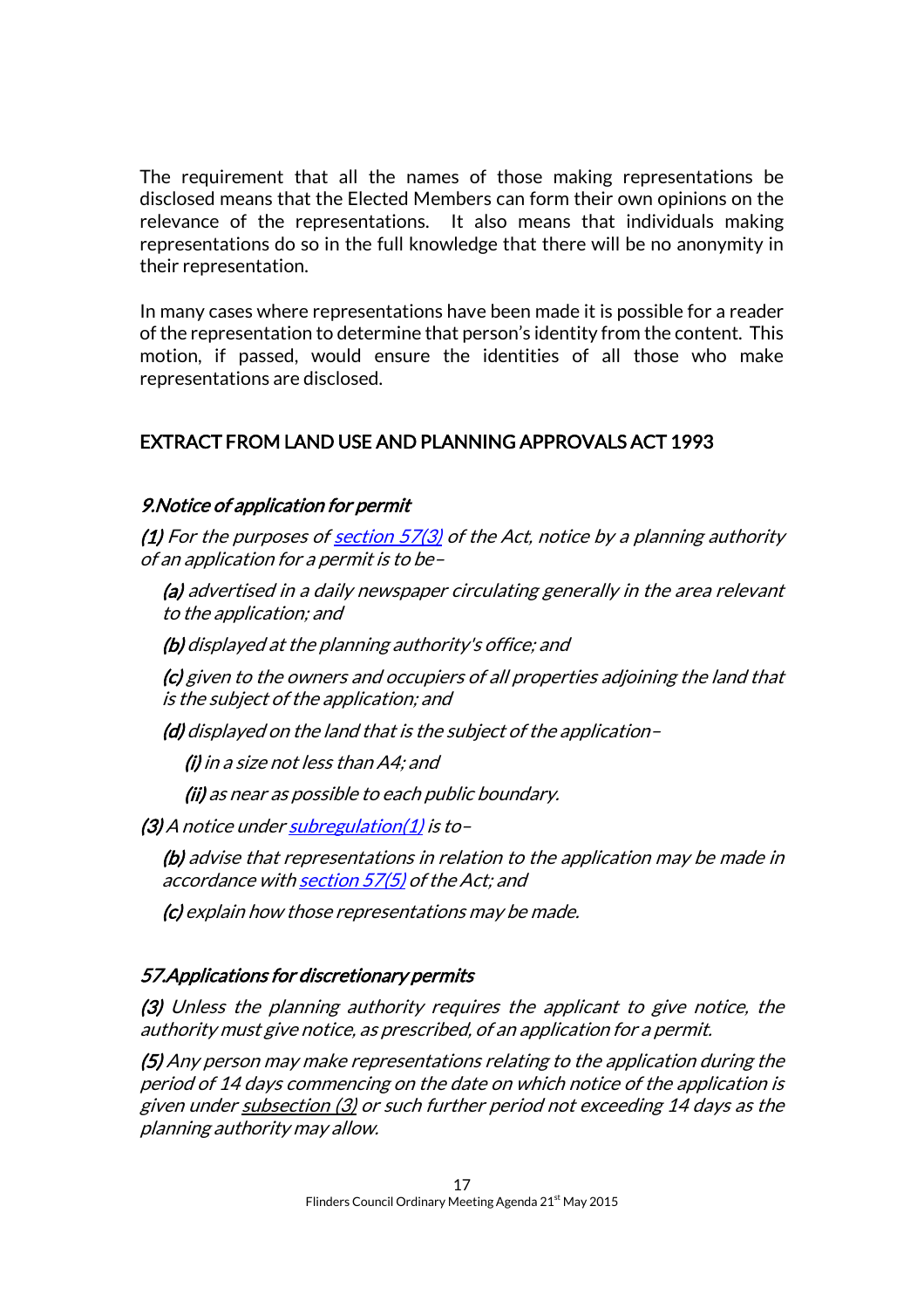The requirement that all the names of those making representations be disclosed means that the Elected Members can form their own opinions on the relevance of the representations. It also means that individuals making representations do so in the full knowledge that there will be no anonymity in their representation.

In many cases where representations have been made it is possible for a reader of the representation to determine that person's identity from the content. This motion, if passed, would ensure the identities of all those who make representations are disclosed.

## EXTRACT FROM LAND USE AND PLANNING APPROVALS ACT 1993

### *9.Notice of application for permit*

***(1)*** *For the purposes of section 57(3) of the Act, notice by a planning authority of an application for a permit is to be–*

> ***(a)*** *advertised in a daily newspaper circulating generally in the area relevant to the application; and*
>
> ***(b)*** *displayed at the planning authority's office; and*
>
> ***(c)*** *given to the owners and occupiers of all properties adjoining the land that is the subject of the application; and*
>
> ***(d)*** *displayed on the land that is the subject of the application–*
>
> > ***(i)*** *in a size not less than A4; and*
> >
> > ***(ii)*** *as near as possible to each public boundary.*

***(3)*** *A notice under subregulation(1) is to–*

> ***(b)*** *advise that representations in relation to the application may be made in accordance with section 57(5) of the Act; and*
>
> ***(c)*** *explain how those representations may be made.*

### *57.Applications for discretionary permits*

***(3)*** *Unless the planning authority requires the applicant to give notice, the authority must give notice, as prescribed, of an application for a permit.*

***(5)*** *Any person may make representations relating to the application during the period of 14 days commencing on the date on which notice of the application is given under subsection (3) or such further period not exceeding 14 days as the planning authority may allow.*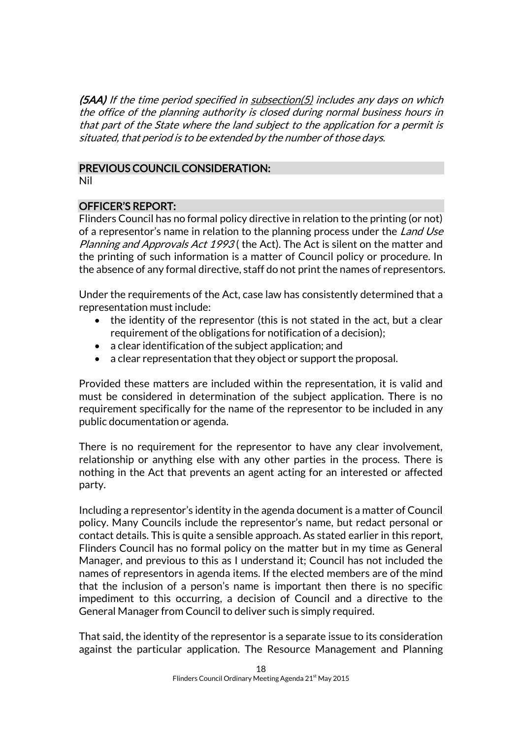***(5AA)*** *If the time period specified in* *subsection(5)* *includes any days on which the office of the planning authority is closed during normal business hours in that part of the State where the land subject to the application for a permit is situated, that period is to be extended by the number of those days.*

## PREVIOUS COUNCIL CONSIDERATION:

Nil

## OFFICER'S REPORT:

Flinders Council has no formal policy directive in relation to the printing (or not) of a representor's name in relation to the planning process under the *Land Use Planning and Approvals Act 1993* ( the Act). The Act is silent on the matter and the printing of such information is a matter of Council policy or procedure. In the absence of any formal directive, staff do not print the names of representors.

Under the requirements of the Act, case law has consistently determined that a representation must include:

- the identity of the representor (this is not stated in the act, but a clear requirement of the obligations for notification of a decision);
- a clear identification of the subject application; and
- a clear representation that they object or support the proposal.

Provided these matters are included within the representation, it is valid and must be considered in determination of the subject application. There is no requirement specifically for the name of the representor to be included in any public documentation or agenda.

There is no requirement for the representor to have any clear involvement, relationship or anything else with any other parties in the process. There is nothing in the Act that prevents an agent acting for an interested or affected party.

Including a representor's identity in the agenda document is a matter of Council policy. Many Councils include the representor's name, but redact personal or contact details. This is quite a sensible approach. As stated earlier in this report, Flinders Council has no formal policy on the matter but in my time as General Manager, and previous to this as I understand it; Council has not included the names of representors in agenda items. If the elected members are of the mind that the inclusion of a person's name is important then there is no specific impediment to this occurring, a decision of Council and a directive to the General Manager from Council to deliver such is simply required.

That said, the identity of the representor is a separate issue to its consideration against the particular application. The Resource Management and Planning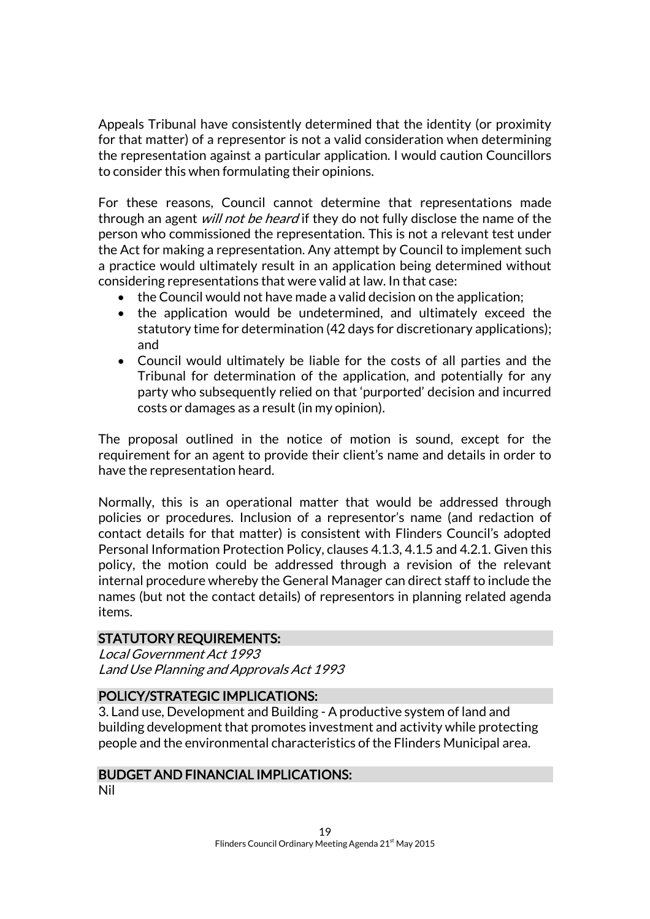Appeals Tribunal have consistently determined that the identity (or proximity for that matter) of a representor is not a valid consideration when determining the representation against a particular application. I would caution Councillors to consider this when formulating their opinions.

For these reasons, Council cannot determine that representations made through an agent *will not be heard* if they do not fully disclose the name of the person who commissioned the representation. This is not a relevant test under the Act for making a representation. Any attempt by Council to implement such a practice would ultimately result in an application being determined without considering representations that were valid at law. In that case:

- the Council would not have made a valid decision on the application;
- the application would be undetermined, and ultimately exceed the statutory time for determination (42 days for discretionary applications); and
- Council would ultimately be liable for the costs of all parties and the Tribunal for determination of the application, and potentially for any party who subsequently relied on that 'purported' decision and incurred costs or damages as a result (in my opinion).

The proposal outlined in the notice of motion is sound, except for the requirement for an agent to provide their client's name and details in order to have the representation heard.

Normally, this is an operational matter that would be addressed through policies or procedures. Inclusion of a representor's name (and redaction of contact details for that matter) is consistent with Flinders Council's adopted Personal Information Protection Policy, clauses 4.1.3, 4.1.5 and 4.2.1. Given this policy, the motion could be addressed through a revision of the relevant internal procedure whereby the General Manager can direct staff to include the names (but not the contact details) of representors in planning related agenda items.

## STATUTORY REQUIREMENTS:

*Local Government Act 1993*
*Land Use Planning and Approvals Act 1993*

## POLICY/STRATEGIC IMPLICATIONS:

3. Land use, Development and Building - A productive system of land and building development that promotes investment and activity while protecting people and the environmental characteristics of the Flinders Municipal area.

## BUDGET AND FINANCIAL IMPLICATIONS:

Nil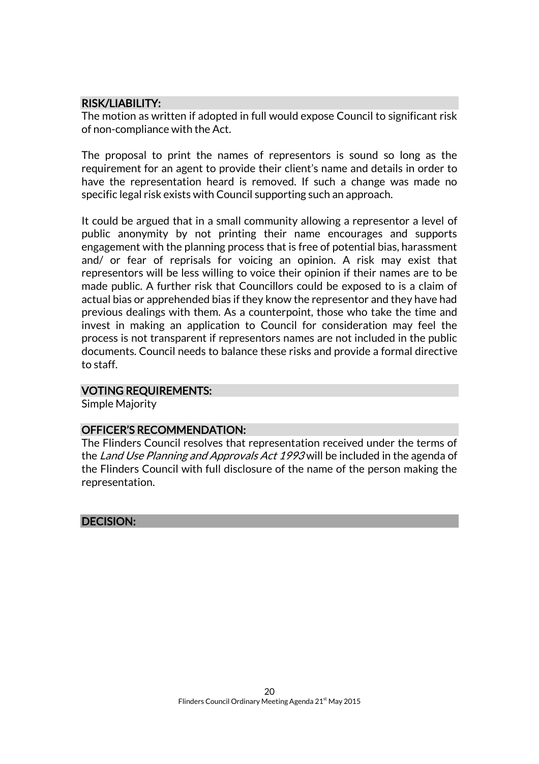## RISK/LIABILITY:

The motion as written if adopted in full would expose Council to significant risk of non-compliance with the Act.

The proposal to print the names of representors is sound so long as the requirement for an agent to provide their client's name and details in order to have the representation heard is removed. If such a change was made no specific legal risk exists with Council supporting such an approach.

It could be argued that in a small community allowing a representor a level of public anonymity by not printing their name encourages and supports engagement with the planning process that is free of potential bias, harassment and/ or fear of reprisals for voicing an opinion. A risk may exist that representors will be less willing to voice their opinion if their names are to be made public. A further risk that Councillors could be exposed to is a claim of actual bias or apprehended bias if they know the representor and they have had previous dealings with them. As a counterpoint, those who take the time and invest in making an application to Council for consideration may feel the process is not transparent if representors names are not included in the public documents. Council needs to balance these risks and provide a formal directive to staff.

## VOTING REQUIREMENTS:

Simple Majority

## OFFICER'S RECOMMENDATION:

The Flinders Council resolves that representation received under the terms of the *Land Use Planning and Approvals Act 1993* will be included in the agenda of the Flinders Council with full disclosure of the name of the person making the representation.

## DECISION: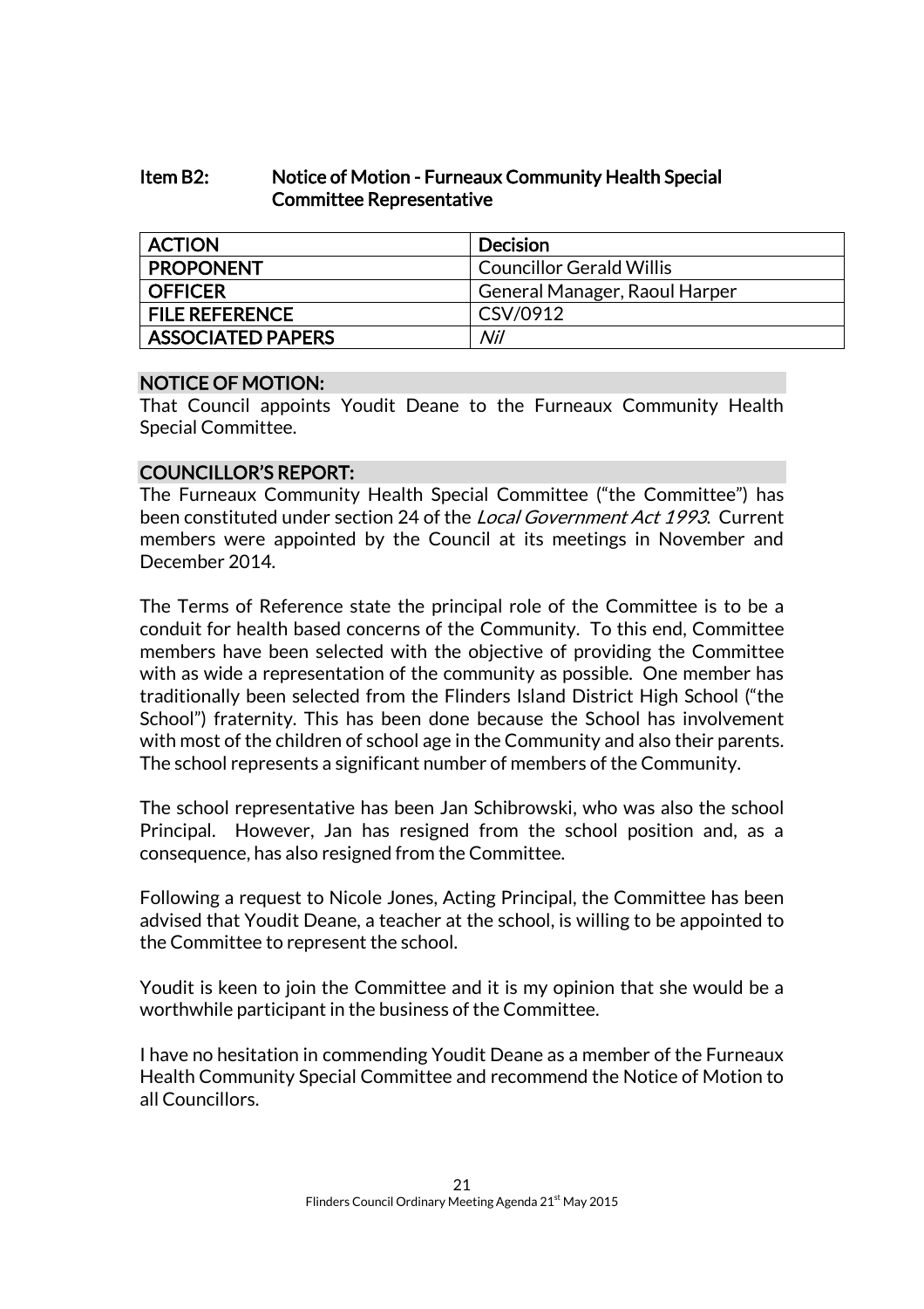## Item B2: Notice of Motion - Furneaux Community Health Special Committee Representative

| ACTION | Decision |
|---|---|
| PROPONENT | Councillor Gerald Willis |
| OFFICER | General Manager, Raoul Harper |
| FILE REFERENCE | CSV/0912 |
| ASSOCIATED PAPERS | *Nil* |

### NOTICE OF MOTION:

That Council appoints Youdit Deane to the Furneaux Community Health Special Committee.

### COUNCILLOR'S REPORT:

The Furneaux Community Health Special Committee ("the Committee") has been constituted under section 24 of the *Local Government Act 1993*. Current members were appointed by the Council at its meetings in November and December 2014.

The Terms of Reference state the principal role of the Committee is to be a conduit for health based concerns of the Community. To this end, Committee members have been selected with the objective of providing the Committee with as wide a representation of the community as possible. One member has traditionally been selected from the Flinders Island District High School ("the School") fraternity. This has been done because the School has involvement with most of the children of school age in the Community and also their parents. The school represents a significant number of members of the Community.

The school representative has been Jan Schibrowski, who was also the school Principal. However, Jan has resigned from the school position and, as a consequence, has also resigned from the Committee.

Following a request to Nicole Jones, Acting Principal, the Committee has been advised that Youdit Deane, a teacher at the school, is willing to be appointed to the Committee to represent the school.

Youdit is keen to join the Committee and it is my opinion that she would be a worthwhile participant in the business of the Committee.

I have no hesitation in commending Youdit Deane as a member of the Furneaux Health Community Special Committee and recommend the Notice of Motion to all Councillors.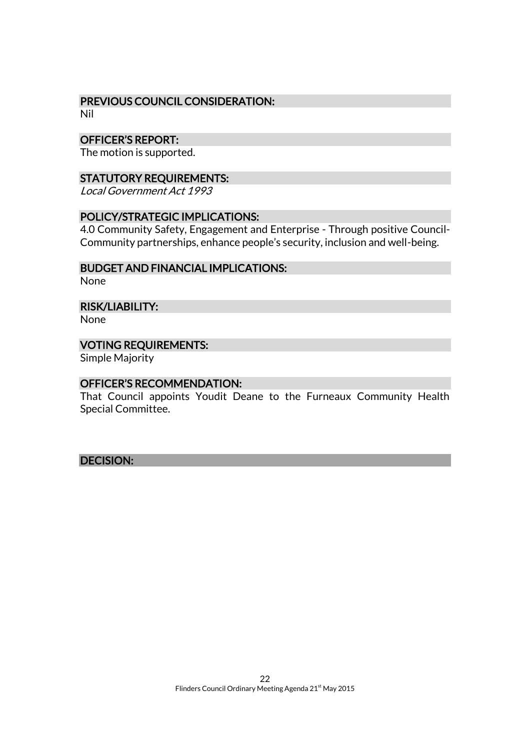### PREVIOUS COUNCIL CONSIDERATION:

Nil

### OFFICER'S REPORT:

The motion is supported.

### STATUTORY REQUIREMENTS:

*Local Government Act 1993*

### POLICY/STRATEGIC IMPLICATIONS:

4.0 Community Safety, Engagement and Enterprise - Through positive Council-Community partnerships, enhance people's security, inclusion and well-being.

### BUDGET AND FINANCIAL IMPLICATIONS:

None

### RISK/LIABILITY:

None

### VOTING REQUIREMENTS:

Simple Majority

### OFFICER'S RECOMMENDATION:

That Council appoints Youdit Deane to the Furneaux Community Health Special Committee.

### DECISION: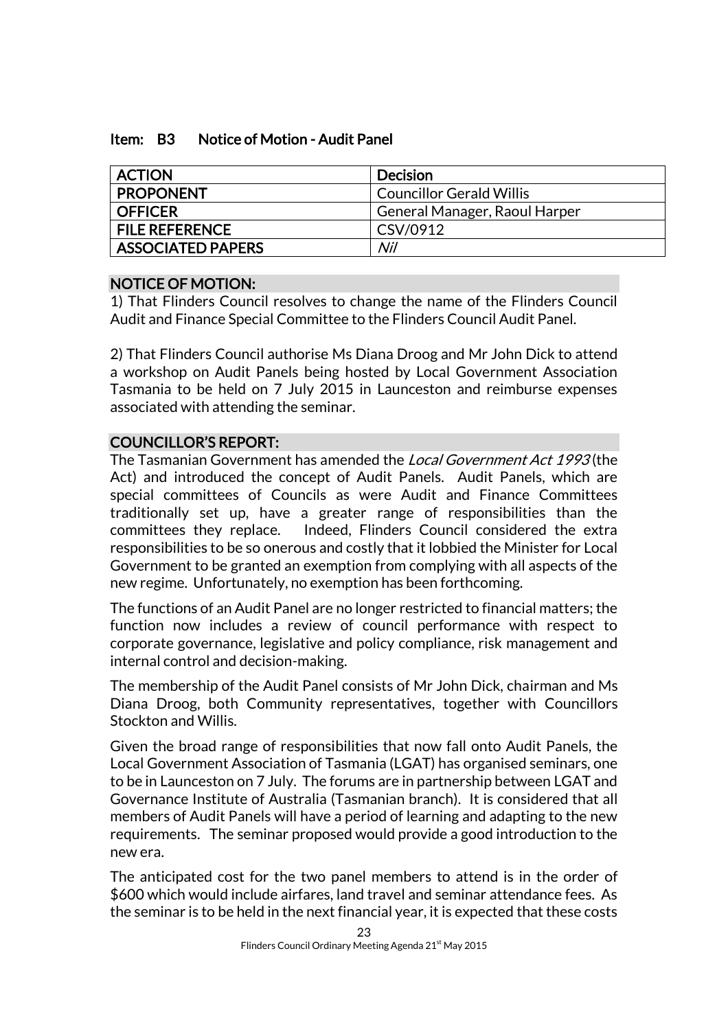### Item: B3 Notice of Motion - Audit Panel

| ACTION | Decision |
|---|---|
| PROPONENT | Councillor Gerald Willis |
| OFFICER | General Manager, Raoul Harper |
| FILE REFERENCE | CSV/0912 |
| ASSOCIATED PAPERS | *Nil* |

**NOTICE OF MOTION:**

1) That Flinders Council resolves to change the name of the Flinders Council Audit and Finance Special Committee to the Flinders Council Audit Panel.

2) That Flinders Council authorise Ms Diana Droog and Mr John Dick to attend a workshop on Audit Panels being hosted by Local Government Association Tasmania to be held on 7 July 2015 in Launceston and reimburse expenses associated with attending the seminar.

**COUNCILLOR'S REPORT:**

The Tasmanian Government has amended the *Local Government Act 1993* (the Act) and introduced the concept of Audit Panels. Audit Panels, which are special committees of Councils as were Audit and Finance Committees traditionally set up, have a greater range of responsibilities than the committees they replace. Indeed, Flinders Council considered the extra responsibilities to be so onerous and costly that it lobbied the Minister for Local Government to be granted an exemption from complying with all aspects of the new regime. Unfortunately, no exemption has been forthcoming.

The functions of an Audit Panel are no longer restricted to financial matters; the function now includes a review of council performance with respect to corporate governance, legislative and policy compliance, risk management and internal control and decision-making.

The membership of the Audit Panel consists of Mr John Dick, chairman and Ms Diana Droog, both Community representatives, together with Councillors Stockton and Willis.

Given the broad range of responsibilities that now fall onto Audit Panels, the Local Government Association of Tasmania (LGAT) has organised seminars, one to be in Launceston on 7 July. The forums are in partnership between LGAT and Governance Institute of Australia (Tasmanian branch). It is considered that all members of Audit Panels will have a period of learning and adapting to the new requirements. The seminar proposed would provide a good introduction to the new era.

The anticipated cost for the two panel members to attend is in the order of $600 which would include airfares, land travel and seminar attendance fees. As the seminar is to be held in the next financial year, it is expected that these costs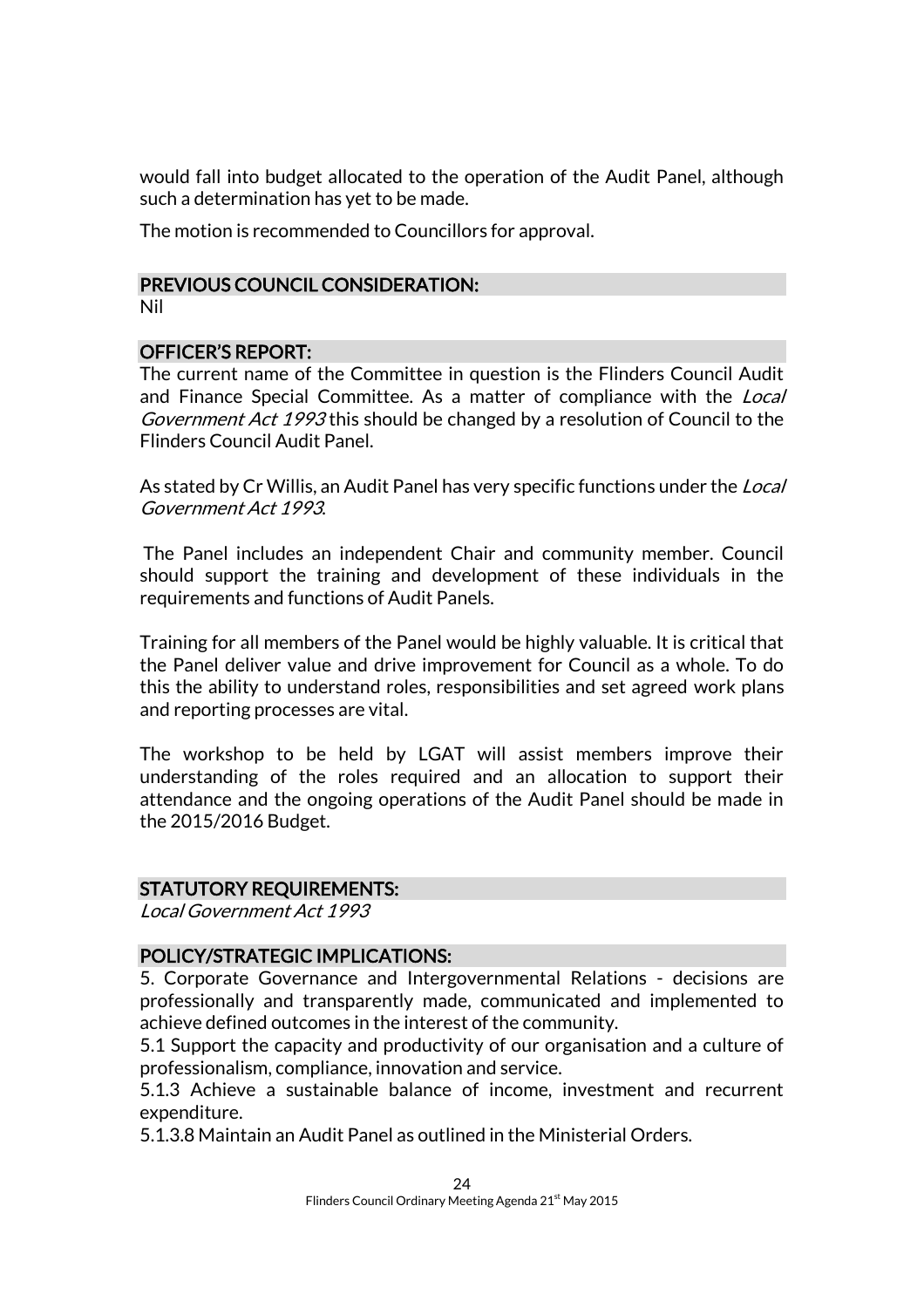would fall into budget allocated to the operation of the Audit Panel, although such a determination has yet to be made.

The motion is recommended to Councillors for approval.

## PREVIOUS COUNCIL CONSIDERATION:

Nil

## OFFICER'S REPORT:

The current name of the Committee in question is the Flinders Council Audit and Finance Special Committee. As a matter of compliance with the *Local Government Act 1993* this should be changed by a resolution of Council to the Flinders Council Audit Panel.

As stated by Cr Willis, an Audit Panel has very specific functions under the *Local Government Act 1993*.

The Panel includes an independent Chair and community member. Council should support the training and development of these individuals in the requirements and functions of Audit Panels.

Training for all members of the Panel would be highly valuable. It is critical that the Panel deliver value and drive improvement for Council as a whole. To do this the ability to understand roles, responsibilities and set agreed work plans and reporting processes are vital.

The workshop to be held by LGAT will assist members improve their understanding of the roles required and an allocation to support their attendance and the ongoing operations of the Audit Panel should be made in the 2015/2016 Budget.

## STATUTORY REQUIREMENTS:

*Local Government Act 1993*

## POLICY/STRATEGIC IMPLICATIONS:

5. Corporate Governance and Intergovernmental Relations - decisions are professionally and transparently made, communicated and implemented to achieve defined outcomes in the interest of the community.
5.1 Support the capacity and productivity of our organisation and a culture of professionalism, compliance, innovation and service.
5.1.3 Achieve a sustainable balance of income, investment and recurrent expenditure.
5.1.3.8 Maintain an Audit Panel as outlined in the Ministerial Orders.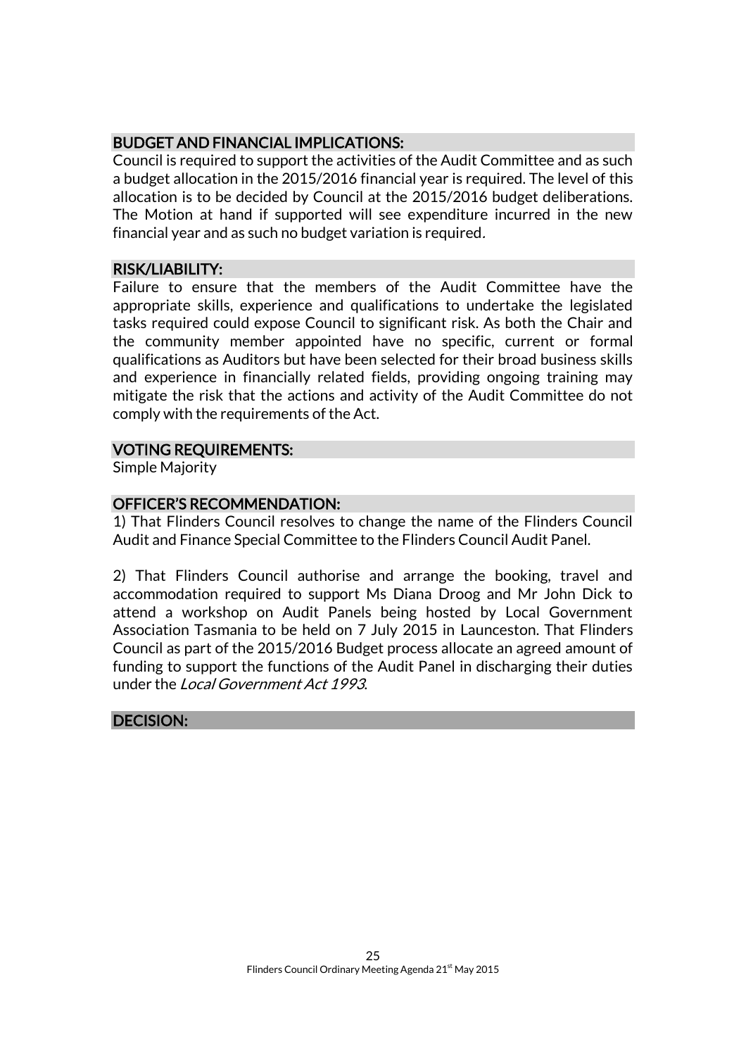## BUDGET AND FINANCIAL IMPLICATIONS:

Council is required to support the activities of the Audit Committee and as such a budget allocation in the 2015/2016 financial year is required. The level of this allocation is to be decided by Council at the 2015/2016 budget deliberations. The Motion at hand if supported will see expenditure incurred in the new financial year and as such no budget variation is required.

## RISK/LIABILITY:

Failure to ensure that the members of the Audit Committee have the appropriate skills, experience and qualifications to undertake the legislated tasks required could expose Council to significant risk. As both the Chair and the community member appointed have no specific, current or formal qualifications as Auditors but have been selected for their broad business skills and experience in financially related fields, providing ongoing training may mitigate the risk that the actions and activity of the Audit Committee do not comply with the requirements of the Act.

## VOTING REQUIREMENTS:

Simple Majority

## OFFICER'S RECOMMENDATION:

1) That Flinders Council resolves to change the name of the Flinders Council Audit and Finance Special Committee to the Flinders Council Audit Panel.

2) That Flinders Council authorise and arrange the booking, travel and accommodation required to support Ms Diana Droog and Mr John Dick to attend a workshop on Audit Panels being hosted by Local Government Association Tasmania to be held on 7 July 2015 in Launceston. That Flinders Council as part of the 2015/2016 Budget process allocate an agreed amount of funding to support the functions of the Audit Panel in discharging their duties under the *Local Government Act 1993*.

## DECISION: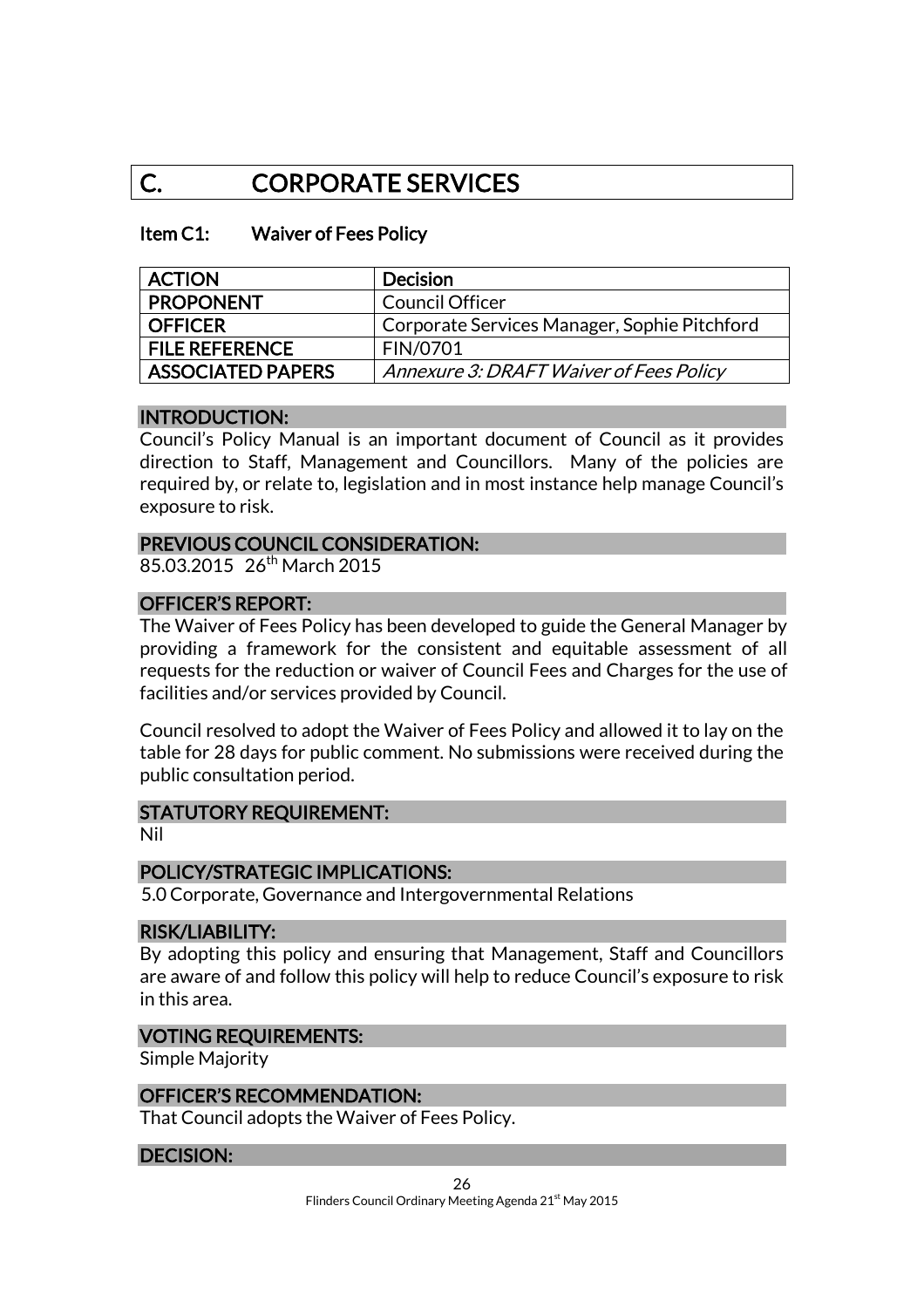# C. CORPORATE SERVICES

## Item C1: Waiver of Fees Policy

| ACTION | Decision |
|---|---|
| PROPONENT | Council Officer |
| OFFICER | Corporate Services Manager, Sophie Pitchford |
| FILE REFERENCE | FIN/0701 |
| ASSOCIATED PAPERS | *Annexure 3: DRAFT Waiver of Fees Policy* |

### INTRODUCTION:

Council's Policy Manual is an important document of Council as it provides direction to Staff, Management and Councillors. Many of the policies are required by, or relate to, legislation and in most instance help manage Council's exposure to risk.

### PREVIOUS COUNCIL CONSIDERATION:

85.03.2015 26th March 2015

### OFFICER'S REPORT:

The Waiver of Fees Policy has been developed to guide the General Manager by providing a framework for the consistent and equitable assessment of all requests for the reduction or waiver of Council Fees and Charges for the use of facilities and/or services provided by Council.

Council resolved to adopt the Waiver of Fees Policy and allowed it to lay on the table for 28 days for public comment. No submissions were received during the public consultation period.

### STATUTORY REQUIREMENT:

Nil

### POLICY/STRATEGIC IMPLICATIONS:

5.0 Corporate, Governance and Intergovernmental Relations

### RISK/LIABILITY:

By adopting this policy and ensuring that Management, Staff and Councillors are aware of and follow this policy will help to reduce Council's exposure to risk in this area.

### VOTING REQUIREMENTS:

Simple Majority

### OFFICER'S RECOMMENDATION:

That Council adopts the Waiver of Fees Policy.

### DECISION: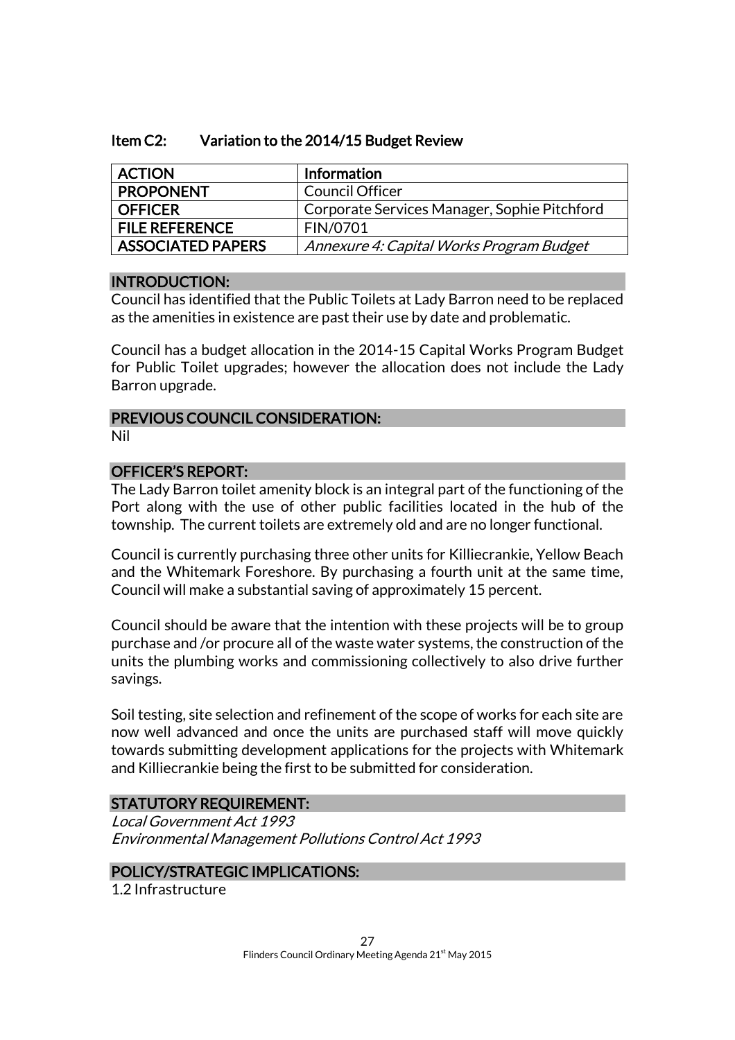## Item C2: Variation to the 2014/15 Budget Review

| ACTION | Information |
|---|---|
| PROPONENT | Council Officer |
| OFFICER | Corporate Services Manager, Sophie Pitchford |
| FILE REFERENCE | FIN/0701 |
| ASSOCIATED PAPERS | *Annexure 4: Capital Works Program Budget* |

### INTRODUCTION:

Council has identified that the Public Toilets at Lady Barron need to be replaced as the amenities in existence are past their use by date and problematic.

Council has a budget allocation in the 2014-15 Capital Works Program Budget for Public Toilet upgrades; however the allocation does not include the Lady Barron upgrade.

### PREVIOUS COUNCIL CONSIDERATION:

Nil

### OFFICER'S REPORT:

The Lady Barron toilet amenity block is an integral part of the functioning of the Port along with the use of other public facilities located in the hub of the township. The current toilets are extremely old and are no longer functional.

Council is currently purchasing three other units for Killiecrankie, Yellow Beach and the Whitemark Foreshore. By purchasing a fourth unit at the same time, Council will make a substantial saving of approximately 15 percent.

Council should be aware that the intention with these projects will be to group purchase and /or procure all of the waste water systems, the construction of the units the plumbing works and commissioning collectively to also drive further savings.

Soil testing, site selection and refinement of the scope of works for each site are now well advanced and once the units are purchased staff will move quickly towards submitting development applications for the projects with Whitemark and Killiecrankie being the first to be submitted for consideration.

### STATUTORY REQUIREMENT:

*Local Government Act 1993*
*Environmental Management Pollutions Control Act 1993*

### POLICY/STRATEGIC IMPLICATIONS:

1.2 Infrastructure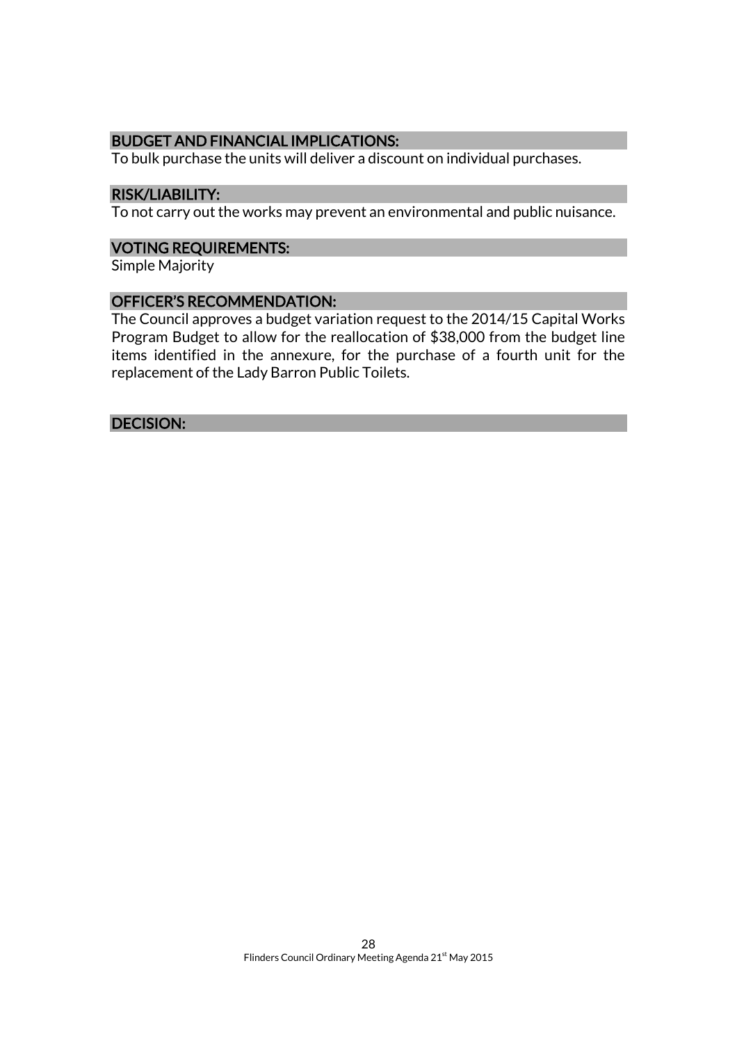### BUDGET AND FINANCIAL IMPLICATIONS:

To bulk purchase the units will deliver a discount on individual purchases.

### RISK/LIABILITY:

To not carry out the works may prevent an environmental and public nuisance.

### VOTING REQUIREMENTS:

Simple Majority

### OFFICER'S RECOMMENDATION:

The Council approves a budget variation request to the 2014/15 Capital Works Program Budget to allow for the reallocation of $38,000 from the budget line items identified in the annexure, for the purchase of a fourth unit for the replacement of the Lady Barron Public Toilets.

### DECISION: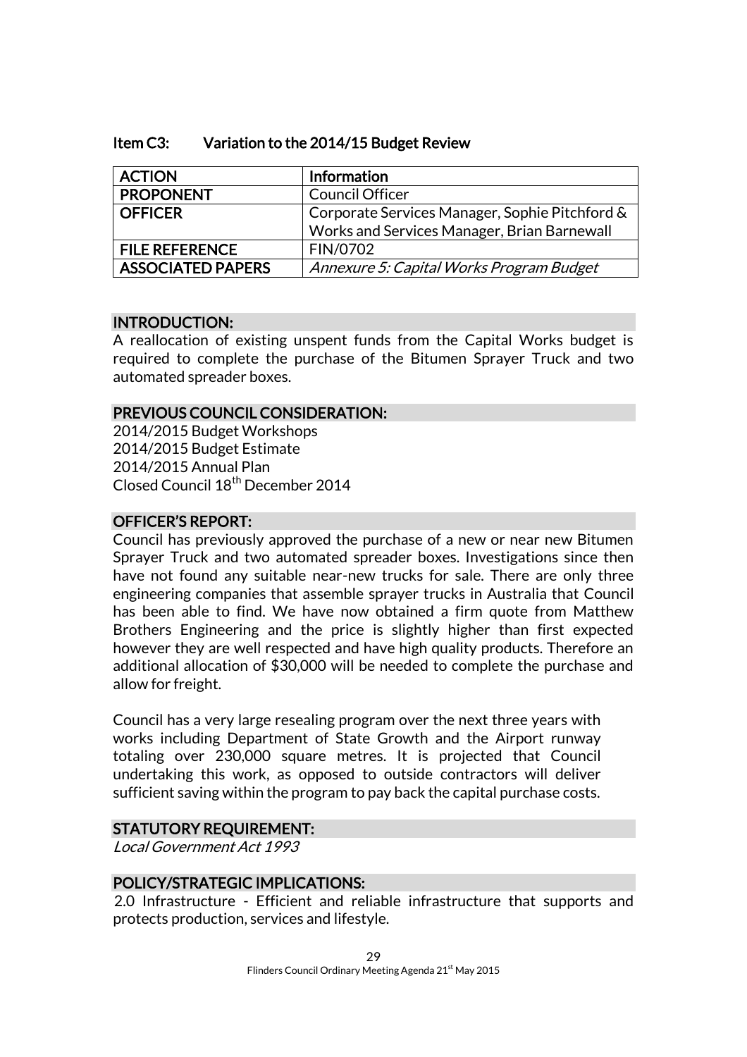## Item C3: Variation to the 2014/15 Budget Review

| ACTION | Information |
|---|---|
| PROPONENT | Council Officer |
| OFFICER | Corporate Services Manager, Sophie Pitchford & Works and Services Manager, Brian Barnewall |
| FILE REFERENCE | FIN/0702 |
| ASSOCIATED PAPERS | *Annexure 5: Capital Works Program Budget* |

### INTRODUCTION:

A reallocation of existing unspent funds from the Capital Works budget is required to complete the purchase of the Bitumen Sprayer Truck and two automated spreader boxes.

### PREVIOUS COUNCIL CONSIDERATION:

2014/2015 Budget Workshops
2014/2015 Budget Estimate
2014/2015 Annual Plan
Closed Council 18th December 2014

### OFFICER'S REPORT:

Council has previously approved the purchase of a new or near new Bitumen Sprayer Truck and two automated spreader boxes. Investigations since then have not found any suitable near-new trucks for sale. There are only three engineering companies that assemble sprayer trucks in Australia that Council has been able to find. We have now obtained a firm quote from Matthew Brothers Engineering and the price is slightly higher than first expected however they are well respected and have high quality products. Therefore an additional allocation of $30,000 will be needed to complete the purchase and allow for freight.

Council has a very large resealing program over the next three years with works including Department of State Growth and the Airport runway totaling over 230,000 square metres. It is projected that Council undertaking this work, as opposed to outside contractors will deliver sufficient saving within the program to pay back the capital purchase costs.

### STATUTORY REQUIREMENT:

*Local Government Act 1993*

### POLICY/STRATEGIC IMPLICATIONS:

2.0 Infrastructure - Efficient and reliable infrastructure that supports and protects production, services and lifestyle.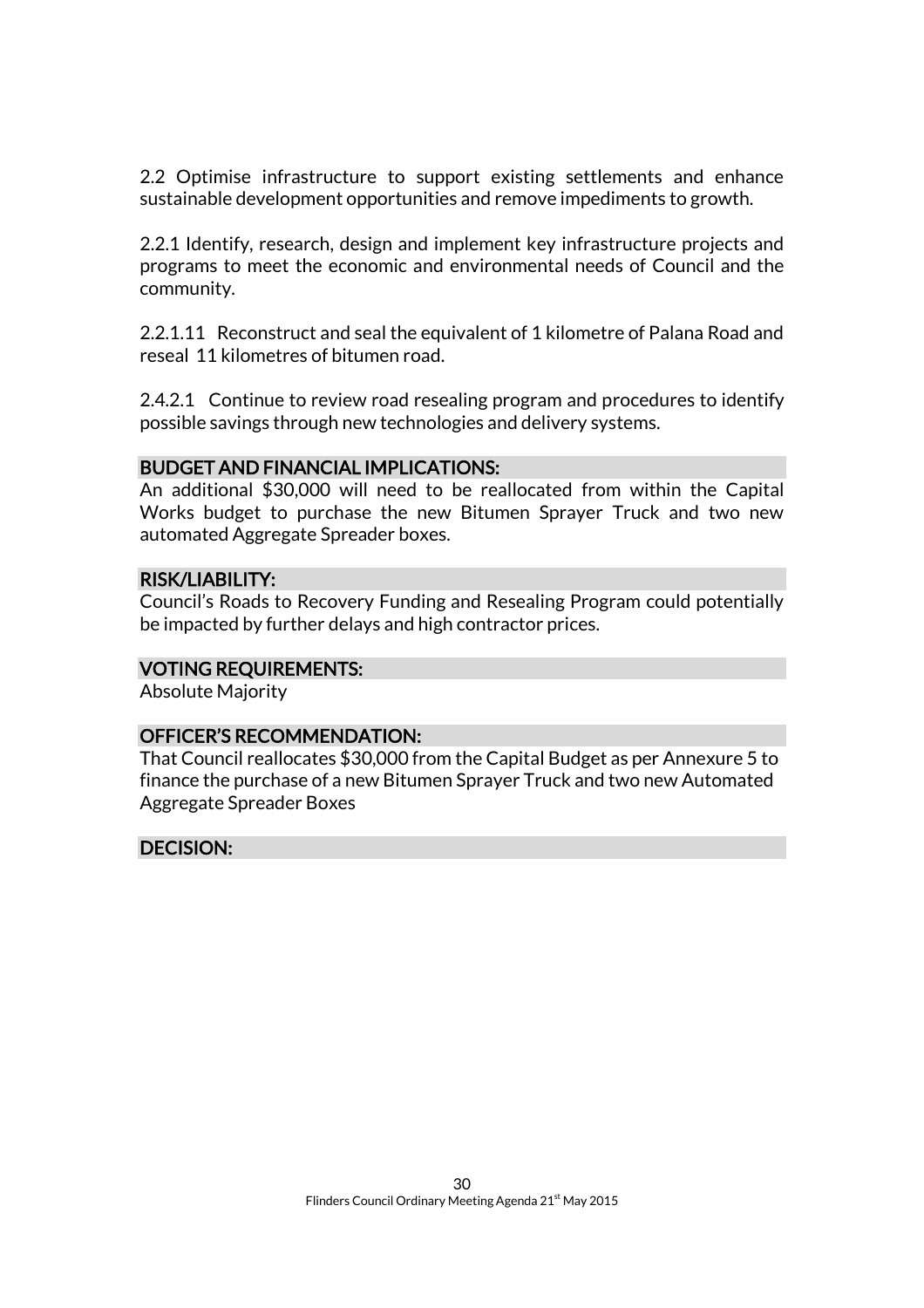2.2 Optimise infrastructure to support existing settlements and enhance sustainable development opportunities and remove impediments to growth.

2.2.1 Identify, research, design and implement key infrastructure projects and programs to meet the economic and environmental needs of Council and the community.

2.2.1.11 Reconstruct and seal the equivalent of 1 kilometre of Palana Road and reseal 11 kilometres of bitumen road.

2.4.2.1 Continue to review road resealing program and procedures to identify possible savings through new technologies and delivery systems.

## BUDGET AND FINANCIAL IMPLICATIONS:

An additional $30,000 will need to be reallocated from within the Capital Works budget to purchase the new Bitumen Sprayer Truck and two new automated Aggregate Spreader boxes.

## RISK/LIABILITY:

Council's Roads to Recovery Funding and Resealing Program could potentially be impacted by further delays and high contractor prices.

## VOTING REQUIREMENTS:

Absolute Majority

## OFFICER'S RECOMMENDATION:

That Council reallocates $30,000 from the Capital Budget as per Annexure 5 to finance the purchase of a new Bitumen Sprayer Truck and two new Automated Aggregate Spreader Boxes

## DECISION: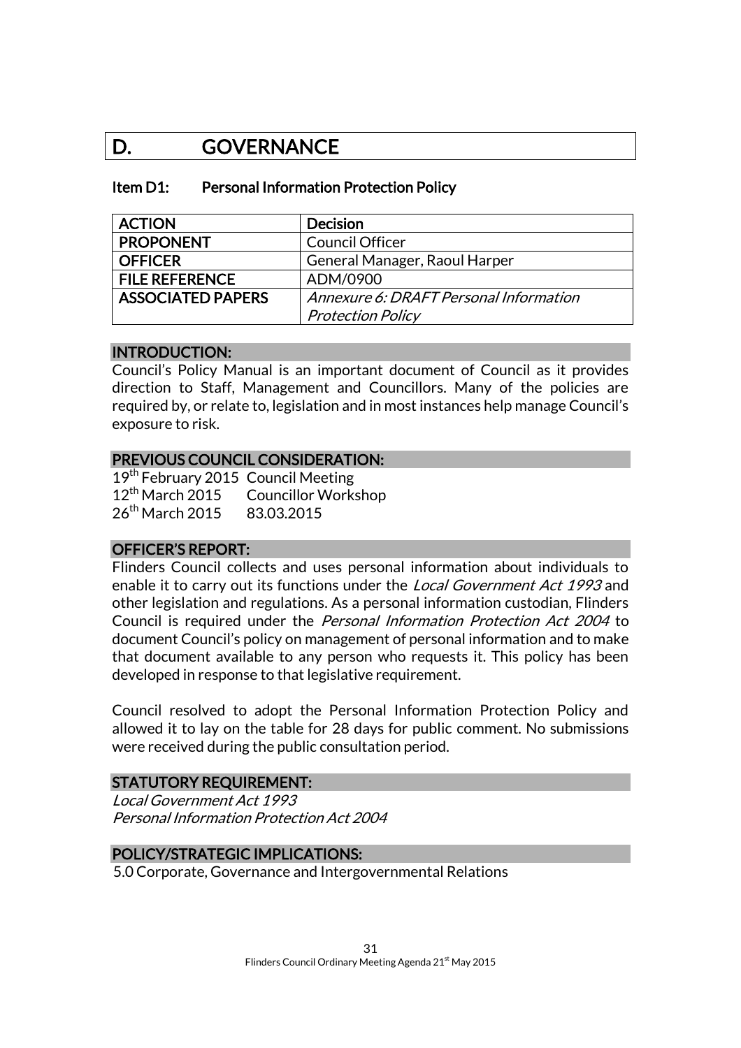# D. GOVERNANCE

## Item D1: Personal Information Protection Policy

| ACTION | Decision |
|---|---|
| PROPONENT | Council Officer |
| OFFICER | General Manager, Raoul Harper |
| FILE REFERENCE | ADM/0900 |
| ASSOCIATED PAPERS | *Annexure 6: DRAFT Personal Information Protection Policy* |

### INTRODUCTION:

Council's Policy Manual is an important document of Council as it provides direction to Staff, Management and Councillors. Many of the policies are required by, or relate to, legislation and in most instances help manage Council's exposure to risk.

### PREVIOUS COUNCIL CONSIDERATION:

19th February 2015 Council Meeting
12th March 2015 Councillor Workshop
26th March 2015 83.03.2015

### OFFICER'S REPORT:

Flinders Council collects and uses personal information about individuals to enable it to carry out its functions under the *Local Government Act 1993* and other legislation and regulations. As a personal information custodian, Flinders Council is required under the *Personal Information Protection Act 2004* to document Council's policy on management of personal information and to make that document available to any person who requests it. This policy has been developed in response to that legislative requirement.

Council resolved to adopt the Personal Information Protection Policy and allowed it to lay on the table for 28 days for public comment. No submissions were received during the public consultation period.

### STATUTORY REQUIREMENT:

*Local Government Act 1993*
*Personal Information Protection Act 2004*

### POLICY/STRATEGIC IMPLICATIONS:

5.0 Corporate, Governance and Intergovernmental Relations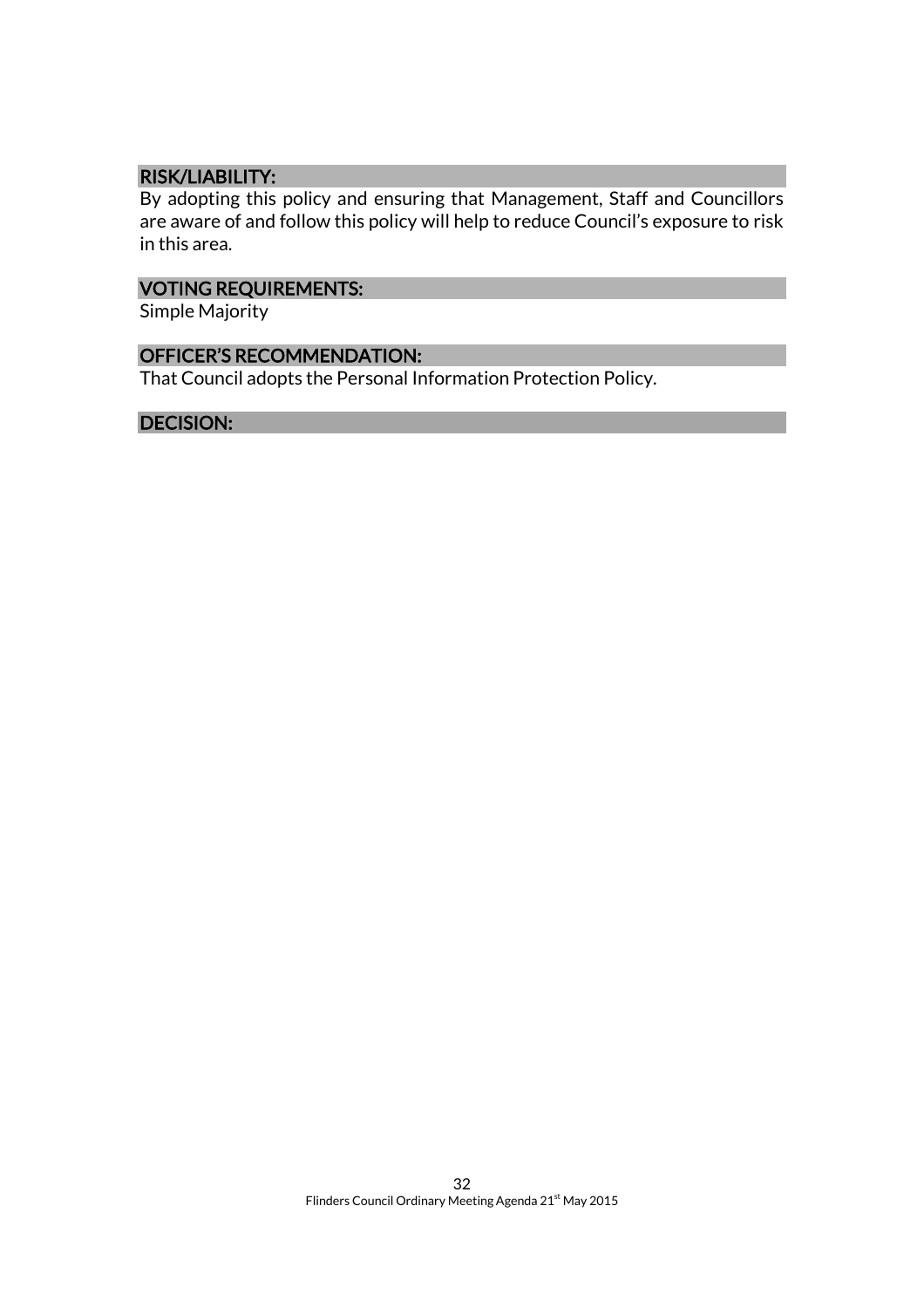## RISK/LIABILITY:

By adopting this policy and ensuring that Management, Staff and Councillors are aware of and follow this policy will help to reduce Council's exposure to risk in this area.

## VOTING REQUIREMENTS:

Simple Majority

## OFFICER'S RECOMMENDATION:

That Council adopts the Personal Information Protection Policy.

## DECISION: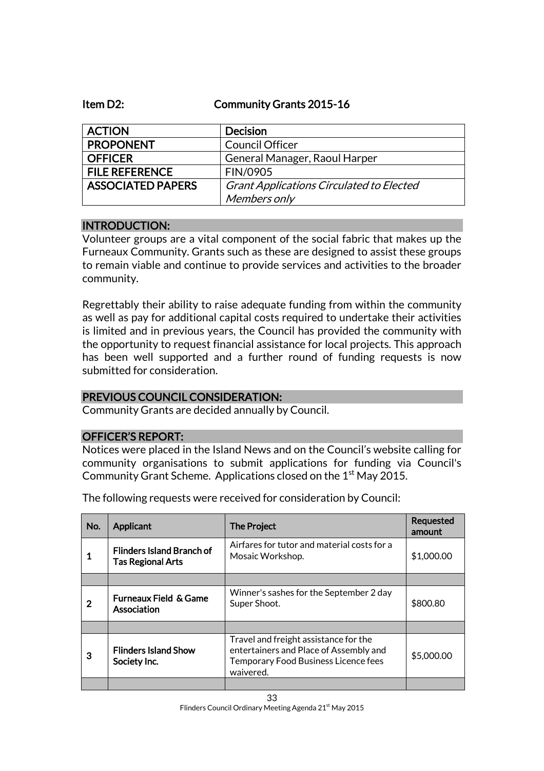## Item D2: Community Grants 2015-16

| ACTION | Decision |
|---|---|
| PROPONENT | Council Officer |
| OFFICER | General Manager, Raoul Harper |
| FILE REFERENCE | FIN/0905 |
| ASSOCIATED PAPERS | *Grant Applications Circulated to Elected Members only* |

### INTRODUCTION:

Volunteer groups are a vital component of the social fabric that makes up the Furneaux Community. Grants such as these are designed to assist these groups to remain viable and continue to provide services and activities to the broader community.

Regrettably their ability to raise adequate funding from within the community as well as pay for additional capital costs required to undertake their activities is limited and in previous years, the Council has provided the community with the opportunity to request financial assistance for local projects. This approach has been well supported and a further round of funding requests is now submitted for consideration.

### PREVIOUS COUNCIL CONSIDERATION:

Community Grants are decided annually by Council.

### OFFICER'S REPORT:

Notices were placed in the Island News and on the Council's website calling for community organisations to submit applications for funding via Council's Community Grant Scheme. Applications closed on the 1st May 2015.

The following requests were received for consideration by Council:

| No. | Applicant | The Project | Requested amount |
|---|---|---|---|
| 1 | **Flinders Island Branch of Tas Regional Arts** | Airfares for tutor and material costs for a Mosaic Workshop. | $1,000.00 |
| | | | |
| 2 | **Furneaux Field & Game Association** | Winner's sashes for the September 2 day Super Shoot. | $800.80 |
| | | | |
| 3 | **Flinders Island Show Society Inc.** | Travel and freight assistance for the entertainers and Place of Assembly and Temporary Food Business Licence fees waivered. | $5,000.00 |
| | | | |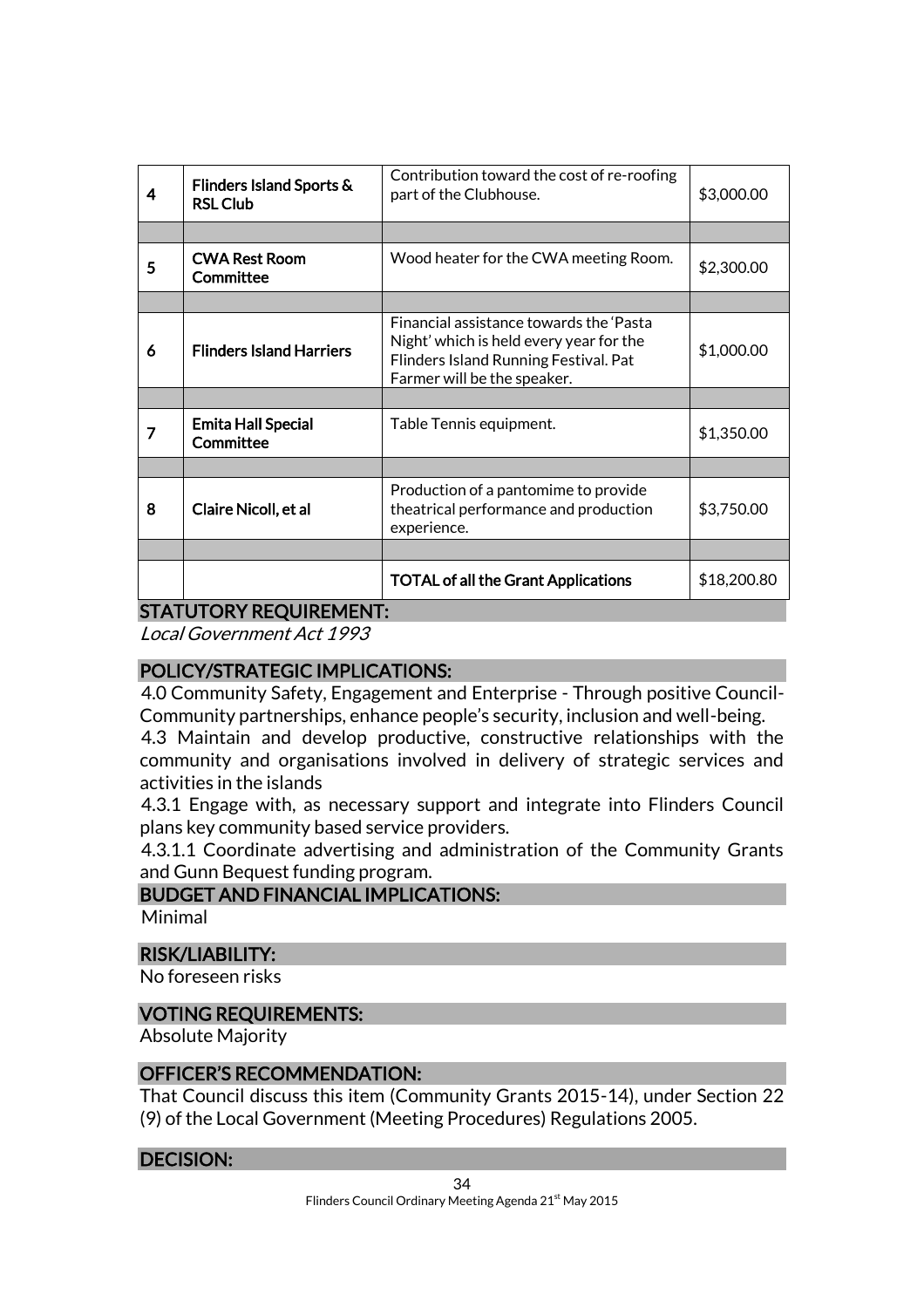| 4 | **Flinders Island Sports & RSL Club** | Contribution toward the cost of re-roofing part of the Clubhouse. | $3,000.00 |
|---|---|---|---|
| | | | |
| 5 | **CWA Rest Room Committee** | Wood heater for the CWA meeting Room. | $2,300.00 |
| | | | |
| 6 | **Flinders Island Harriers** | Financial assistance towards the 'Pasta Night' which is held every year for the Flinders Island Running Festival. Pat Farmer will be the speaker. | $1,000.00 |
| | | | |
| 7 | **Emita Hall Special Committee** | Table Tennis equipment. | $1,350.00 |
| | | | |
| 8 | **Claire Nicoll, et al** | Production of a pantomime to provide theatrical performance and production experience. | $3,750.00 |
| | | | |
| | | **TOTAL of all the Grant Applications** | $18,200.80 |

## STATUTORY REQUIREMENT:

*Local Government Act 1993*

## POLICY/STRATEGIC IMPLICATIONS:

4.0 Community Safety, Engagement and Enterprise - Through positive Council-Community partnerships, enhance people's security, inclusion and well-being.

4.3 Maintain and develop productive, constructive relationships with the community and organisations involved in delivery of strategic services and activities in the islands

4.3.1 Engage with, as necessary support and integrate into Flinders Council plans key community based service providers.

4.3.1.1 Coordinate advertising and administration of the Community Grants and Gunn Bequest funding program.

## BUDGET AND FINANCIAL IMPLICATIONS:

Minimal

## RISK/LIABILITY:

No foreseen risks

## VOTING REQUIREMENTS:

Absolute Majority

## OFFICER'S RECOMMENDATION:

That Council discuss this item (Community Grants 2015-14), under Section 22 (9) of the Local Government (Meeting Procedures) Regulations 2005.

## DECISION: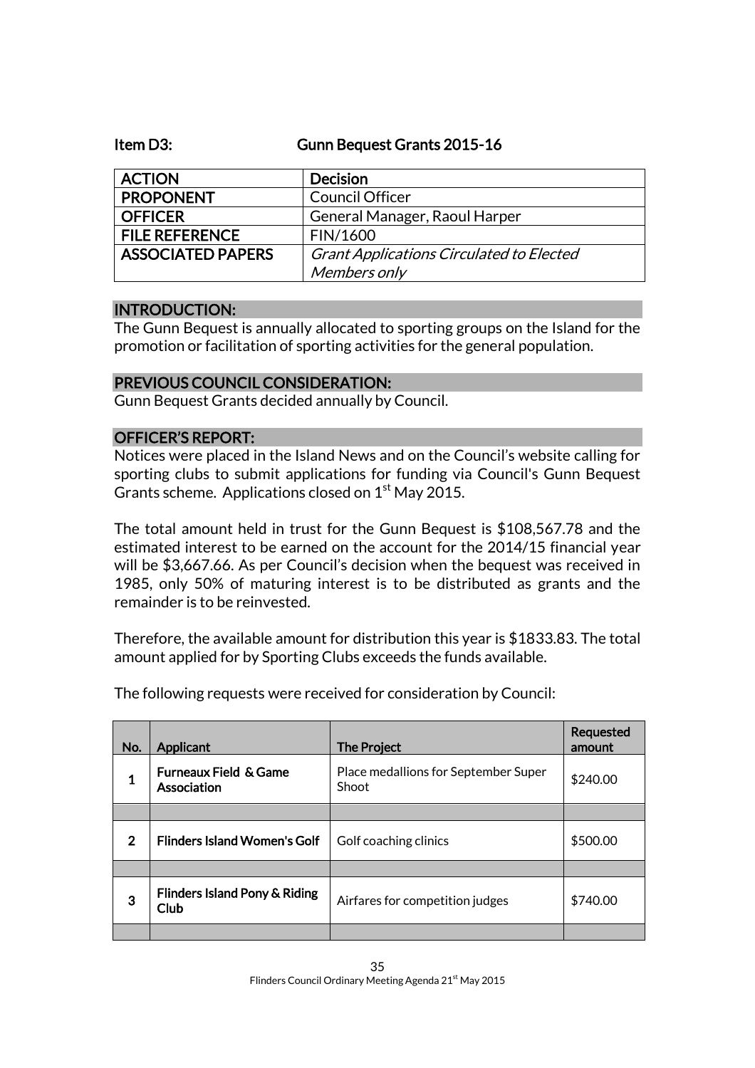### Item D3: Gunn Bequest Grants 2015-16

| ACTION | Decision |
|---|---|
| PROPONENT | Council Officer |
| OFFICER | General Manager, Raoul Harper |
| FILE REFERENCE | FIN/1600 |
| ASSOCIATED PAPERS | *Grant Applications Circulated to Elected Members only* |

## INTRODUCTION:

The Gunn Bequest is annually allocated to sporting groups on the Island for the promotion or facilitation of sporting activities for the general population.

## PREVIOUS COUNCIL CONSIDERATION:

Gunn Bequest Grants decided annually by Council.

## OFFICER'S REPORT:

Notices were placed in the Island News and on the Council's website calling for sporting clubs to submit applications for funding via Council's Gunn Bequest Grants scheme. Applications closed on 1st May 2015.

The total amount held in trust for the Gunn Bequest is $108,567.78 and the estimated interest to be earned on the account for the 2014/15 financial year will be $3,667.66. As per Council's decision when the bequest was received in 1985, only 50% of maturing interest is to be distributed as grants and the remainder is to be reinvested.

Therefore, the available amount for distribution this year is $1833.83. The total amount applied for by Sporting Clubs exceeds the funds available.

The following requests were received for consideration by Council:

| No. | Applicant | The Project | Requested amount |
|---|---|---|---|
| 1 | **Furneaux Field & Game Association** | Place medallions for September Super Shoot | $240.00 |
| | | | |
| 2 | **Flinders Island Women's Golf** | Golf coaching clinics | $500.00 |
| | | | |
| 3 | **Flinders Island Pony & Riding Club** | Airfares for competition judges | $740.00 |
| | | | |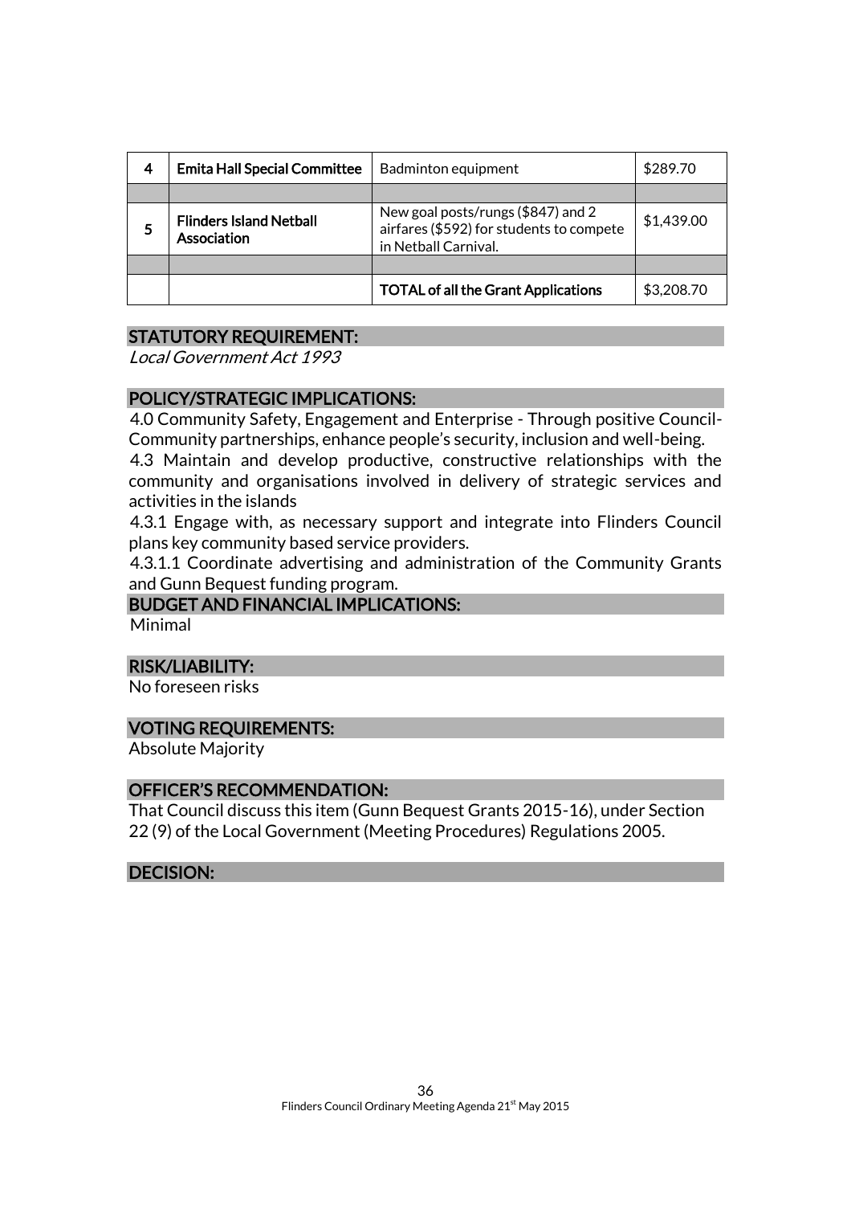| 4 | **Emita Hall Special Committee** | Badminton equipment | $289.70 |
|---|---|---|---|
| | | | |
| 5 | **Flinders Island Netball Association** | New goal posts/rungs ($847) and 2 airfares ($592) for students to compete in Netball Carnival. | $1,439.00 |
| | | | |
| | | **TOTAL of all the Grant Applications** | $3,208.70 |

## STATUTORY REQUIREMENT:

*Local Government Act 1993*

## POLICY/STRATEGIC IMPLICATIONS:

4.0 Community Safety, Engagement and Enterprise - Through positive Council-Community partnerships, enhance people's security, inclusion and well-being.

4.3 Maintain and develop productive, constructive relationships with the community and organisations involved in delivery of strategic services and activities in the islands

4.3.1 Engage with, as necessary support and integrate into Flinders Council plans key community based service providers.

4.3.1.1 Coordinate advertising and administration of the Community Grants and Gunn Bequest funding program.

## BUDGET AND FINANCIAL IMPLICATIONS:

Minimal

## RISK/LIABILITY:

No foreseen risks

## VOTING REQUIREMENTS:

Absolute Majority

## OFFICER'S RECOMMENDATION:

That Council discuss this item (Gunn Bequest Grants 2015-16), under Section 22 (9) of the Local Government (Meeting Procedures) Regulations 2005.

## DECISION: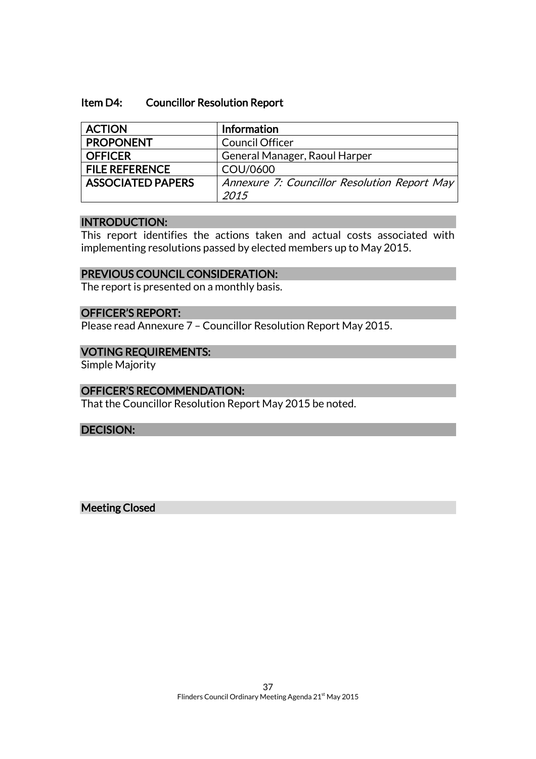## Item D4: Councillor Resolution Report

| | |
|---|---|
| **ACTION** | **Information** |
| **PROPONENT** | Council Officer |
| **OFFICER** | General Manager, Raoul Harper |
| **FILE REFERENCE** | COU/0600 |
| **ASSOCIATED PAPERS** | *Annexure 7: Councillor Resolution Report May 2015* |

### INTRODUCTION:

This report identifies the actions taken and actual costs associated with implementing resolutions passed by elected members up to May 2015.

### PREVIOUS COUNCIL CONSIDERATION:

The report is presented on a monthly basis.

### OFFICER'S REPORT:

Please read Annexure 7 – Councillor Resolution Report May 2015.

### VOTING REQUIREMENTS:

Simple Majority

### OFFICER'S RECOMMENDATION:

That the Councillor Resolution Report May 2015 be noted.

### DECISION:

### Meeting Closed